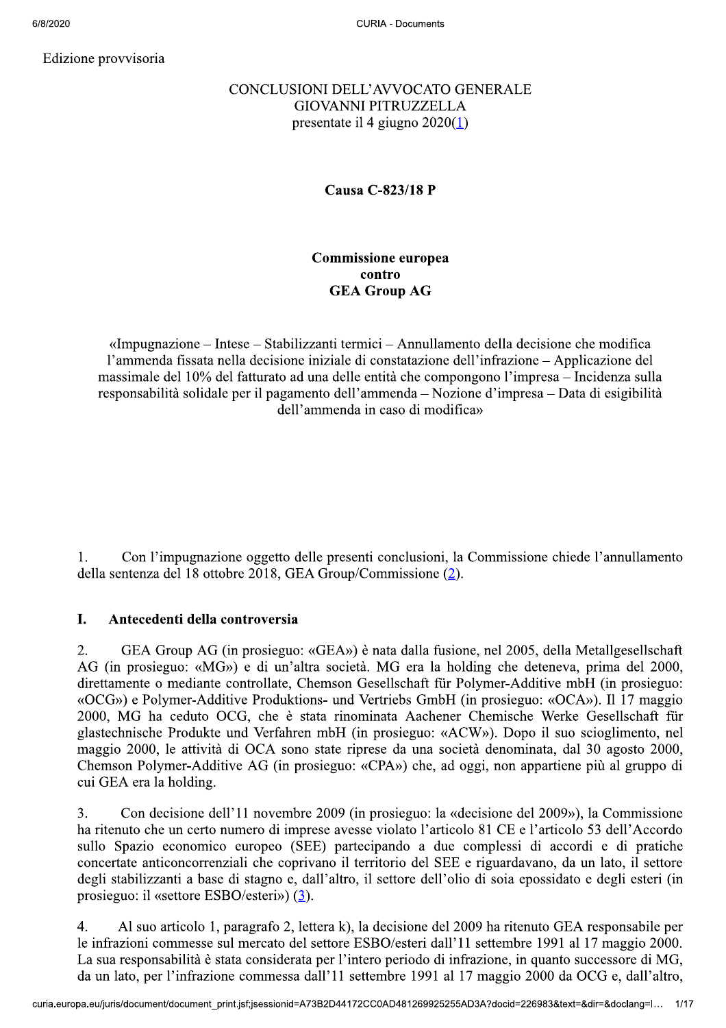Edizione provvisoria

CONCLUSIONI DELL'AVVOCATO GENERALE
GIOVANNI PITRUZZELLA
presentate il 4 giugno 2020(1)

**Causa C-823/18 P**

**Commissione europea**
**contro**
**GEA Group AG**

«Impugnazione – Intese – Stabilizzanti termici – Annullamento della decisione che modifica l'ammenda fissata nella decisione iniziale di constatazione dell'infrazione – Applicazione del massimale del 10% del fatturato ad una delle entità che compongono l'impresa – Incidenza sulla responsabilità solidale per il pagamento dell'ammenda – Nozione d'impresa – Data di esigibilità dell'ammenda in caso di modifica»

1. Con l'impugnazione oggetto delle presenti conclusioni, la Commissione chiede l'annullamento della sentenza del 18 ottobre 2018, GEA Group/Commissione (2).

## I. Antecedenti della controversia

2. GEA Group AG (in prosieguo: «GEA») è nata dalla fusione, nel 2005, della Metallgesellschaft AG (in prosieguo: «MG») e di un'altra società. MG era la holding che deteneva, prima del 2000, direttamente o mediante controllate, Chemson Gesellschaft für Polymer-Additive mbH (in prosieguo: «OCG») e Polymer-Additive Produktions- und Vertriebs GmbH (in prosieguo: «OCA»). Il 17 maggio 2000, MG ha ceduto OCG, che è stata rinominata Aachener Chemische Werke Gesellschaft für glastechnische Produkte und Verfahren mbH (in prosieguo: «ACW»). Dopo il suo scioglimento, nel maggio 2000, le attività di OCA sono state riprese da una società denominata, dal 30 agosto 2000, Chemson Polymer-Additive AG (in prosieguo: «CPA») che, ad oggi, non appartiene più al gruppo di cui GEA era la holding.

3. Con decisione dell'11 novembre 2009 (in prosieguo: la «decisione del 2009»), la Commissione ha ritenuto che un certo numero di imprese avesse violato l'articolo 81 CE e l'articolo 53 dell'Accordo sullo Spazio economico europeo (SEE) partecipando a due complessi di accordi e di pratiche concertate anticoncorrenziali che coprivano il territorio del SEE e riguardavano, da un lato, il settore degli stabilizzanti a base di stagno e, dall'altro, il settore dell'olio di soia epossidato e degli esteri (in prosieguo: il «settore ESBO/esteri») (3).

4. Al suo articolo 1, paragrafo 2, lettera k), la decisione del 2009 ha ritenuto GEA responsabile per le infrazioni commesse sul mercato del settore ESBO/esteri dall'11 settembre 1991 al 17 maggio 2000. La sua responsabilità è stata considerata per l'intero periodo di infrazione, in quanto successore di MG, da un lato, per l'infrazione commessa dall'11 settembre 1991 al 17 maggio 2000 da OCG e, dall'altro,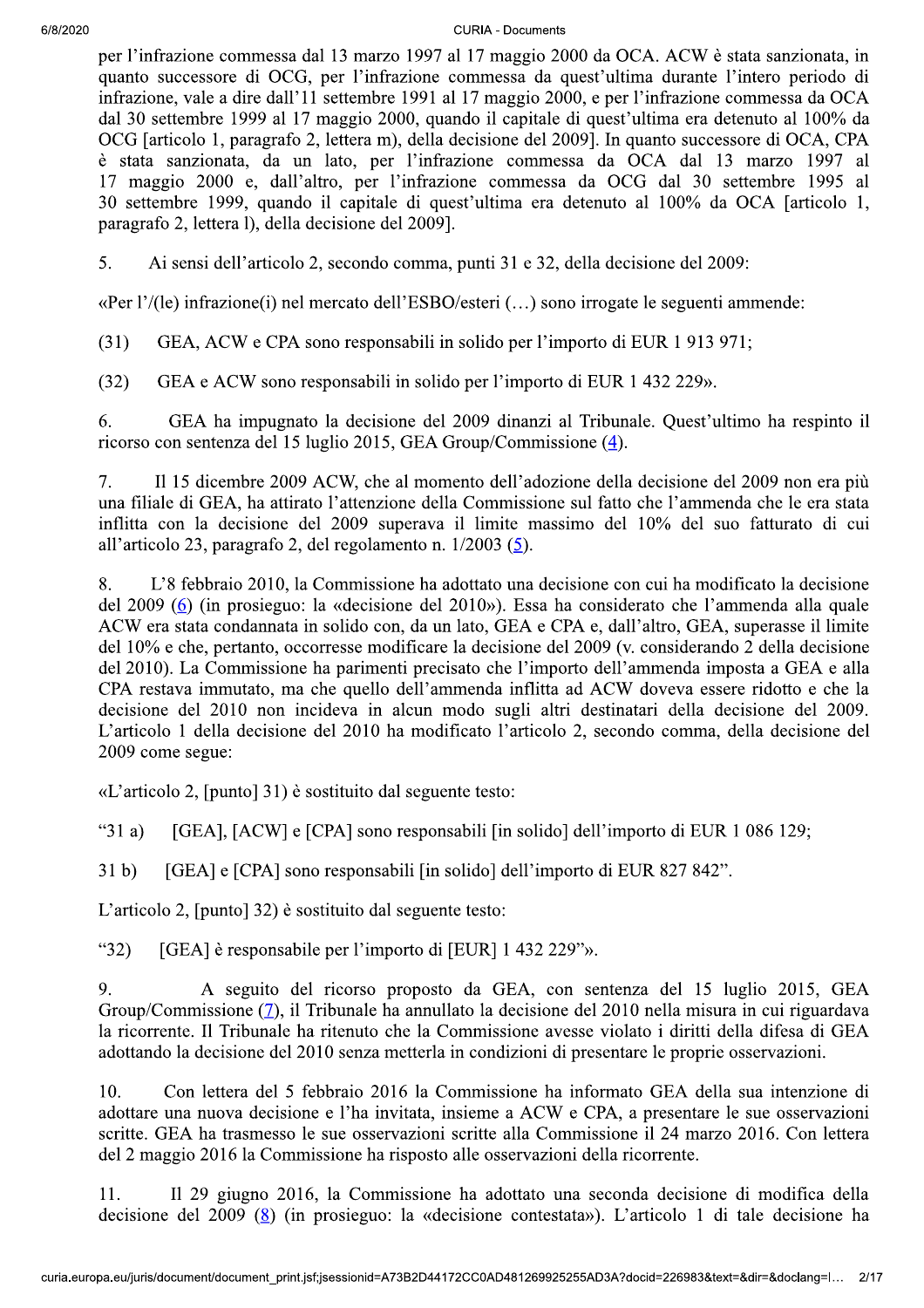per l'infrazione commessa dal 13 marzo 1997 al 17 maggio 2000 da OCA. ACW è stata sanzionata, in quanto successore di OCG, per l'infrazione commessa da quest'ultima durante l'intero periodo di infrazione, vale a dire dall'11 settembre 1991 al 17 maggio 2000, e per l'infrazione commessa da OCA dal 30 settembre 1999 al 17 maggio 2000, quando il capitale di quest'ultima era detenuto al 100% da OCG [articolo 1, paragrafo 2, lettera m), della decisione del 2009]. In quanto successore di OCA, CPA è stata sanzionata, da un lato, per l'infrazione commessa da OCA dal 13 marzo 1997 al 17 maggio 2000 e, dall'altro, per l'infrazione commessa da OCG dal 30 settembre 1995 al 30 settembre 1999, quando il capitale di quest'ultima era detenuto al 100% da OCA [articolo 1, paragrafo 2, lettera l), della decisione del 2009].

5. Ai sensi dell'articolo 2, secondo comma, punti 31 e 32, della decisione del 2009:

«Per l'/(le) infrazione(i) nel mercato dell'ESBO/esteri (…) sono irrogate le seguenti ammende:

(31) GEA, ACW e CPA sono responsabili in solido per l'importo di EUR 1 913 971;

(32) GEA e ACW sono responsabili in solido per l'importo di EUR 1 432 229».

6. GEA ha impugnato la decisione del 2009 dinanzi al Tribunale. Quest'ultimo ha respinto il ricorso con sentenza del 15 luglio 2015, GEA Group/Commissione (4).

7. Il 15 dicembre 2009 ACW, che al momento dell'adozione della decisione del 2009 non era più una filiale di GEA, ha attirato l'attenzione della Commissione sul fatto che l'ammenda che le era stata inflitta con la decisione del 2009 superava il limite massimo del 10% del suo fatturato di cui all'articolo 23, paragrafo 2, del regolamento n. 1/2003 (5).

8. L'8 febbraio 2010, la Commissione ha adottato una decisione con cui ha modificato la decisione del 2009 (6) (in prosieguo: la «decisione del 2010»). Essa ha considerato che l'ammenda alla quale ACW era stata condannata in solido con, da un lato, GEA e CPA e, dall'altro, GEA, superasse il limite del 10% e che, pertanto, occorresse modificare la decisione del 2009 (v. considerando 2 della decisione del 2010). La Commissione ha parimenti precisato che l'importo dell'ammenda imposta a GEA e alla CPA restava immutato, ma che quello dell'ammenda inflitta ad ACW doveva essere ridotto e che la decisione del 2010 non incideva in alcun modo sugli altri destinatari della decisione del 2009. L'articolo 1 della decisione del 2010 ha modificato l'articolo 2, secondo comma, della decisione del 2009 come segue:

«L'articolo 2, [punto] 31) è sostituito dal seguente testo:

"31 a) [GEA], [ACW] e [CPA] sono responsabili [in solido] dell'importo di EUR 1 086 129;

31 b) [GEA] e [CPA] sono responsabili [in solido] dell'importo di EUR 827 842".

L'articolo 2, [punto] 32) è sostituito dal seguente testo:

"32) [GEA] è responsabile per l'importo di [EUR] 1 432 229"».

9. A seguito del ricorso proposto da GEA, con sentenza del 15 luglio 2015, GEA Group/Commissione (7), il Tribunale ha annullato la decisione del 2010 nella misura in cui riguardava la ricorrente. Il Tribunale ha ritenuto che la Commissione avesse violato i diritti della difesa di GEA adottando la decisione del 2010 senza metterla in condizioni di presentare le proprie osservazioni.

10. Con lettera del 5 febbraio 2016 la Commissione ha informato GEA della sua intenzione di adottare una nuova decisione e l'ha invitata, insieme a ACW e CPA, a presentare le sue osservazioni scritte. GEA ha trasmesso le sue osservazioni scritte alla Commissione il 24 marzo 2016. Con lettera del 2 maggio 2016 la Commissione ha risposto alle osservazioni della ricorrente.

11. Il 29 giugno 2016, la Commissione ha adottato una seconda decisione di modifica della decisione del 2009 (8) (in prosieguo: la «decisione contestata»). L'articolo 1 di tale decisione ha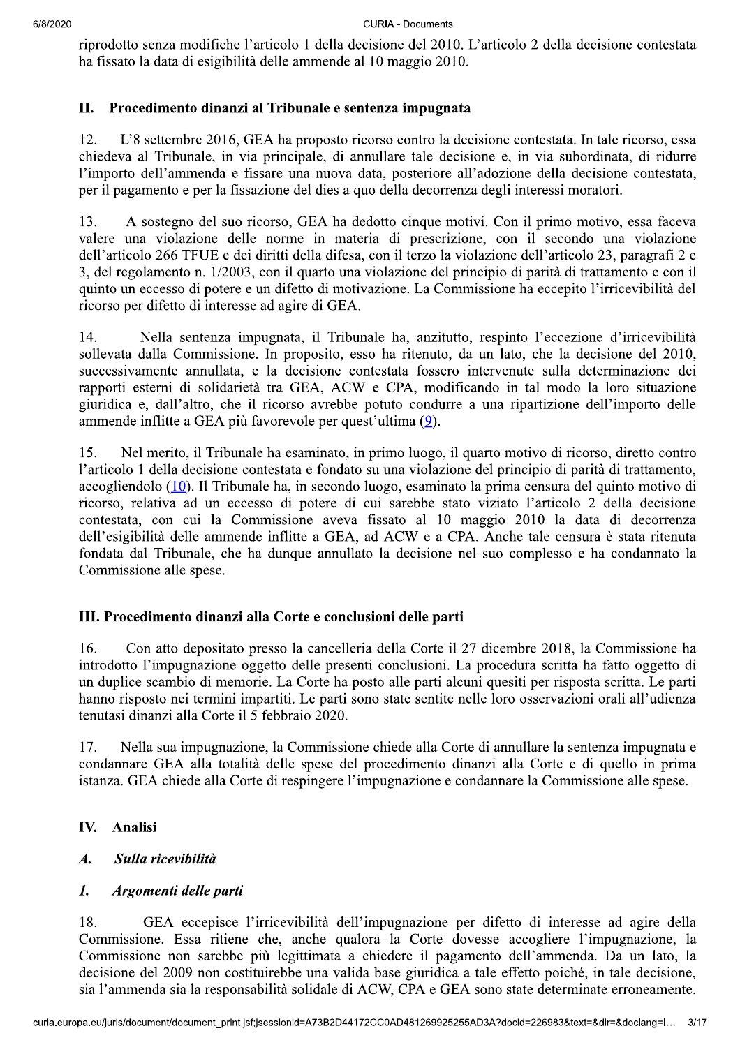riprodotto senza modifiche l'articolo 1 della decisione del 2010. L'articolo 2 della decisione contestata ha fissato la data di esigibilità delle ammende al 10 maggio 2010.

## II. Procedimento dinanzi al Tribunale e sentenza impugnata

12. L'8 settembre 2016, GEA ha proposto ricorso contro la decisione contestata. In tale ricorso, essa chiedeva al Tribunale, in via principale, di annullare tale decisione e, in via subordinata, di ridurre l'importo dell'ammenda e fissare una nuova data, posteriore all'adozione della decisione contestata, per il pagamento e per la fissazione del dies a quo della decorrenza degli interessi moratori.

13. A sostegno del suo ricorso, GEA ha dedotto cinque motivi. Con il primo motivo, essa faceva valere una violazione delle norme in materia di prescrizione, con il secondo una violazione dell'articolo 266 TFUE e dei diritti della difesa, con il terzo la violazione dell'articolo 23, paragrafi 2 e 3, del regolamento n. 1/2003, con il quarto una violazione del principio di parità di trattamento e con il quinto un eccesso di potere e un difetto di motivazione. La Commissione ha eccepito l'irricevibilità del ricorso per difetto di interesse ad agire di GEA.

14. Nella sentenza impugnata, il Tribunale ha, anzitutto, respinto l'eccezione d'irricevibilità sollevata dalla Commissione. In proposito, esso ha ritenuto, da un lato, che la decisione del 2010, successivamente annullata, e la decisione contestata fossero intervenute sulla determinazione dei rapporti esterni di solidarietà tra GEA, ACW e CPA, modificando in tal modo la loro situazione giuridica e, dall'altro, che il ricorso avrebbe potuto condurre a una ripartizione dell'importo delle ammende inflitte a GEA più favorevole per quest'ultima (9).

15. Nel merito, il Tribunale ha esaminato, in primo luogo, il quarto motivo di ricorso, diretto contro l'articolo 1 della decisione contestata e fondato su una violazione del principio di parità di trattamento, accogliendolo (10). Il Tribunale ha, in secondo luogo, esaminato la prima censura del quinto motivo di ricorso, relativa ad un eccesso di potere di cui sarebbe stato viziato l'articolo 2 della decisione contestata, con cui la Commissione aveva fissato al 10 maggio 2010 la data di decorrenza dell'esigibilità delle ammende inflitte a GEA, ad ACW e a CPA. Anche tale censura è stata ritenuta fondata dal Tribunale, che ha dunque annullato la decisione nel suo complesso e ha condannato la Commissione alle spese.

## III. Procedimento dinanzi alla Corte e conclusioni delle parti

16. Con atto depositato presso la cancelleria della Corte il 27 dicembre 2018, la Commissione ha introdotto l'impugnazione oggetto delle presenti conclusioni. La procedura scritta ha fatto oggetto di un duplice scambio di memorie. La Corte ha posto alle parti alcuni quesiti per risposta scritta. Le parti hanno risposto nei termini impartiti. Le parti sono state sentite nelle loro osservazioni orali all'udienza tenutasi dinanzi alla Corte il 5 febbraio 2020.

17. Nella sua impugnazione, la Commissione chiede alla Corte di annullare la sentenza impugnata e condannare GEA alla totalità delle spese del procedimento dinanzi alla Corte e di quello in prima istanza. GEA chiede alla Corte di respingere l'impugnazione e condannare la Commissione alle spese.

## IV. Analisi

### *A. Sulla ricevibilità*

#### *1. Argomenti delle parti*

18. GEA eccepisce l'irricevibilità dell'impugnazione per difetto di interesse ad agire della Commissione. Essa ritiene che, anche qualora la Corte dovesse accogliere l'impugnazione, la Commissione non sarebbe più legittimata a chiedere il pagamento dell'ammenda. Da un lato, la decisione del 2009 non costituirebbe una valida base giuridica a tale effetto poiché, in tale decisione, sia l'ammenda sia la responsabilità solidale di ACW, CPA e GEA sono state determinate erroneamente.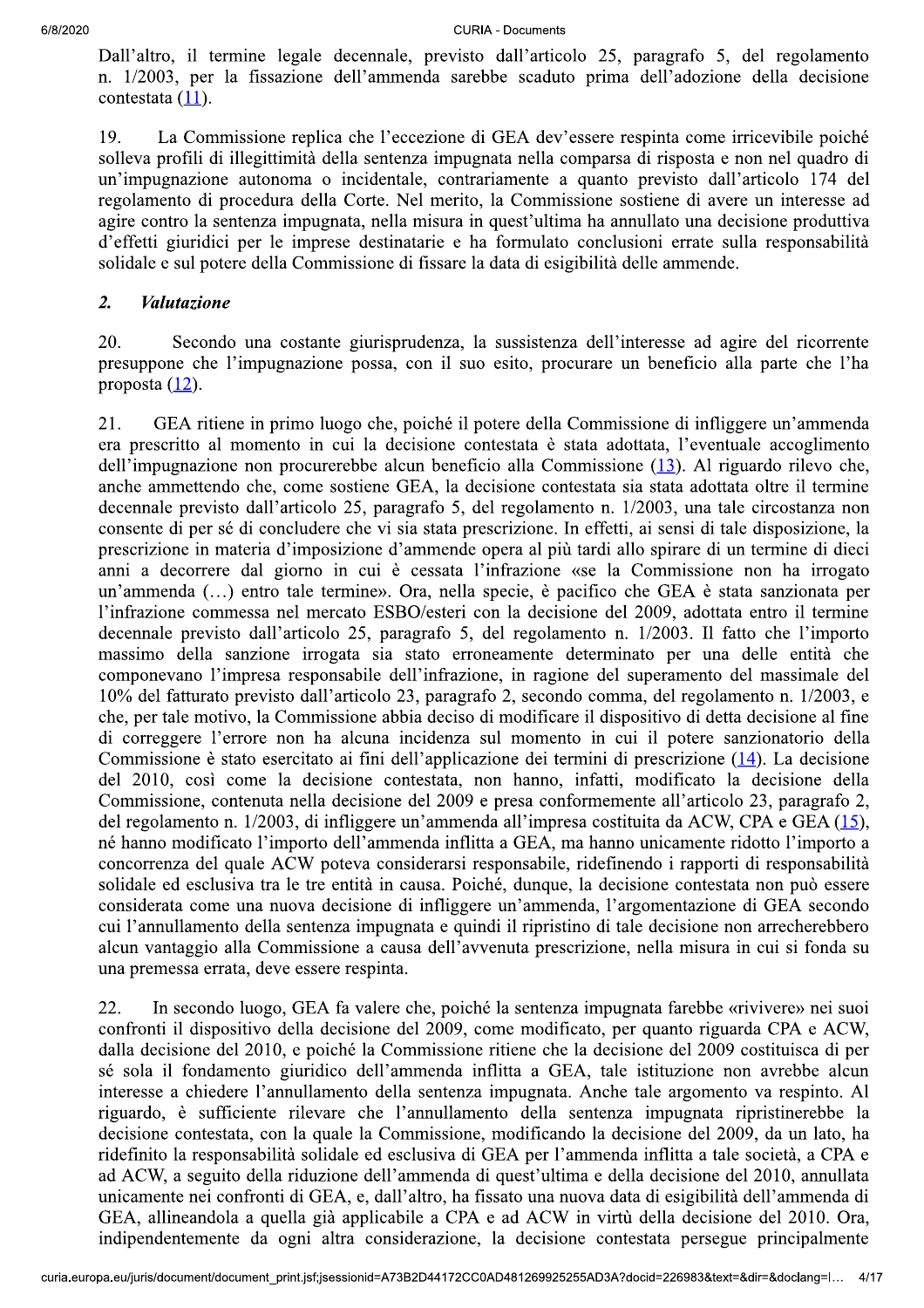Dall’altro, il termine legale decennale, previsto dall’articolo 25, paragrafo 5, del regolamento n. 1/2003, per la fissazione dell’ammenda sarebbe scaduto prima dell’adozione della decisione contestata (11).

19. La Commissione replica che l’eccezione di GEA dev’essere respinta come irricevibile poiché solleva profili di illegittimità della sentenza impugnata nella comparsa di risposta e non nel quadro di un’impugnazione autonoma o incidentale, contrariamente a quanto previsto dall’articolo 174 del regolamento di procedura della Corte. Nel merito, la Commissione sostiene di avere un interesse ad agire contro la sentenza impugnata, nella misura in quest’ultima ha annullato una decisione produttiva d’effetti giuridici per le imprese destinatarie e ha formulato conclusioni errate sulla responsabilità solidale e sul potere della Commissione di fissare la data di esigibilità delle ammende.

## 2. *Valutazione*

20. Secondo una costante giurisprudenza, la sussistenza dell’interesse ad agire del ricorrente presuppone che l’impugnazione possa, con il suo esito, procurare un beneficio alla parte che l’ha proposta (12).

21. GEA ritiene in primo luogo che, poiché il potere della Commissione di infliggere un’ammenda era prescritto al momento in cui la decisione contestata è stata adottata, l’eventuale accoglimento dell’impugnazione non procurerebbe alcun beneficio alla Commissione (13). Al riguardo rilevo che, anche ammettendo che, come sostiene GEA, la decisione contestata sia stata adottata oltre il termine decennale previsto dall’articolo 25, paragrafo 5, del regolamento n. 1/2003, una tale circostanza non consente di per sé di concludere che vi sia stata prescrizione. In effetti, ai sensi di tale disposizione, la prescrizione in materia d’imposizione d’ammende opera al più tardi allo spirare di un termine di dieci anni a decorrere dal giorno in cui è cessata l’infrazione «se la Commissione non ha irrogato un’ammenda (…) entro tale termine». Ora, nella specie, è pacifico che GEA è stata sanzionata per l’infrazione commessa nel mercato ESBO/esteri con la decisione del 2009, adottata entro il termine decennale previsto dall’articolo 25, paragrafo 5, del regolamento n. 1/2003. Il fatto che l’importo massimo della sanzione irrogata sia stato erroneamente determinato per una delle entità che componevano l’impresa responsabile dell’infrazione, in ragione del superamento del massimale del 10% del fatturato previsto dall’articolo 23, paragrafo 2, secondo comma, del regolamento n. 1/2003, e che, per tale motivo, la Commissione abbia deciso di modificare il dispositivo di detta decisione al fine di correggere l’errore non ha alcuna incidenza sul momento in cui il potere sanzionatorio della Commissione è stato esercitato ai fini dell’applicazione dei termini di prescrizione (14). La decisione del 2010, così come la decisione contestata, non hanno, infatti, modificato la decisione della Commissione, contenuta nella decisione del 2009 e presa conformemente all’articolo 23, paragrafo 2, del regolamento n. 1/2003, di infliggere un’ammenda all’impresa costituita da ACW, CPA e GEA (15), né hanno modificato l’importo dell’ammenda inflitta a GEA, ma hanno unicamente ridotto l’importo a concorrenza del quale ACW poteva considerarsi responsabile, ridefinendo i rapporti di responsabilità solidale ed esclusiva tra le tre entità in causa. Poiché, dunque, la decisione contestata non può essere considerata come una nuova decisione di infliggere un’ammenda, l’argomentazione di GEA secondo cui l’annullamento della sentenza impugnata e quindi il ripristino di tale decisione non arrecherebbero alcun vantaggio alla Commissione a causa dell’avvenuta prescrizione, nella misura in cui si fonda su una premessa errata, deve essere respinta.

22. In secondo luogo, GEA fa valere che, poiché la sentenza impugnata farebbe «rivivere» nei suoi confronti il dispositivo della decisione del 2009, come modificato, per quanto riguarda CPA e ACW, dalla decisione del 2010, e poiché la Commissione ritiene che la decisione del 2009 costituisca di per sé sola il fondamento giuridico dell’ammenda inflitta a GEA, tale istituzione non avrebbe alcun interesse a chiedere l’annullamento della sentenza impugnata. Anche tale argomento va respinto. Al riguardo, è sufficiente rilevare che l’annullamento della sentenza impugnata ripristinerebbe la decisione contestata, con la quale la Commissione, modificando la decisione del 2009, da un lato, ha ridefinito la responsabilità solidale ed esclusiva di GEA per l’ammenda inflitta a tale società, a CPA e ad ACW, a seguito della riduzione dell’ammenda di quest’ultima e della decisione del 2010, annullata unicamente nei confronti di GEA, e, dall’altro, ha fissato una nuova data di esigibilità dell’ammenda di GEA, allineandola a quella già applicabile a CPA e ad ACW in virtù della decisione del 2010. Ora, indipendentemente da ogni altra considerazione, la decisione contestata persegue principalmente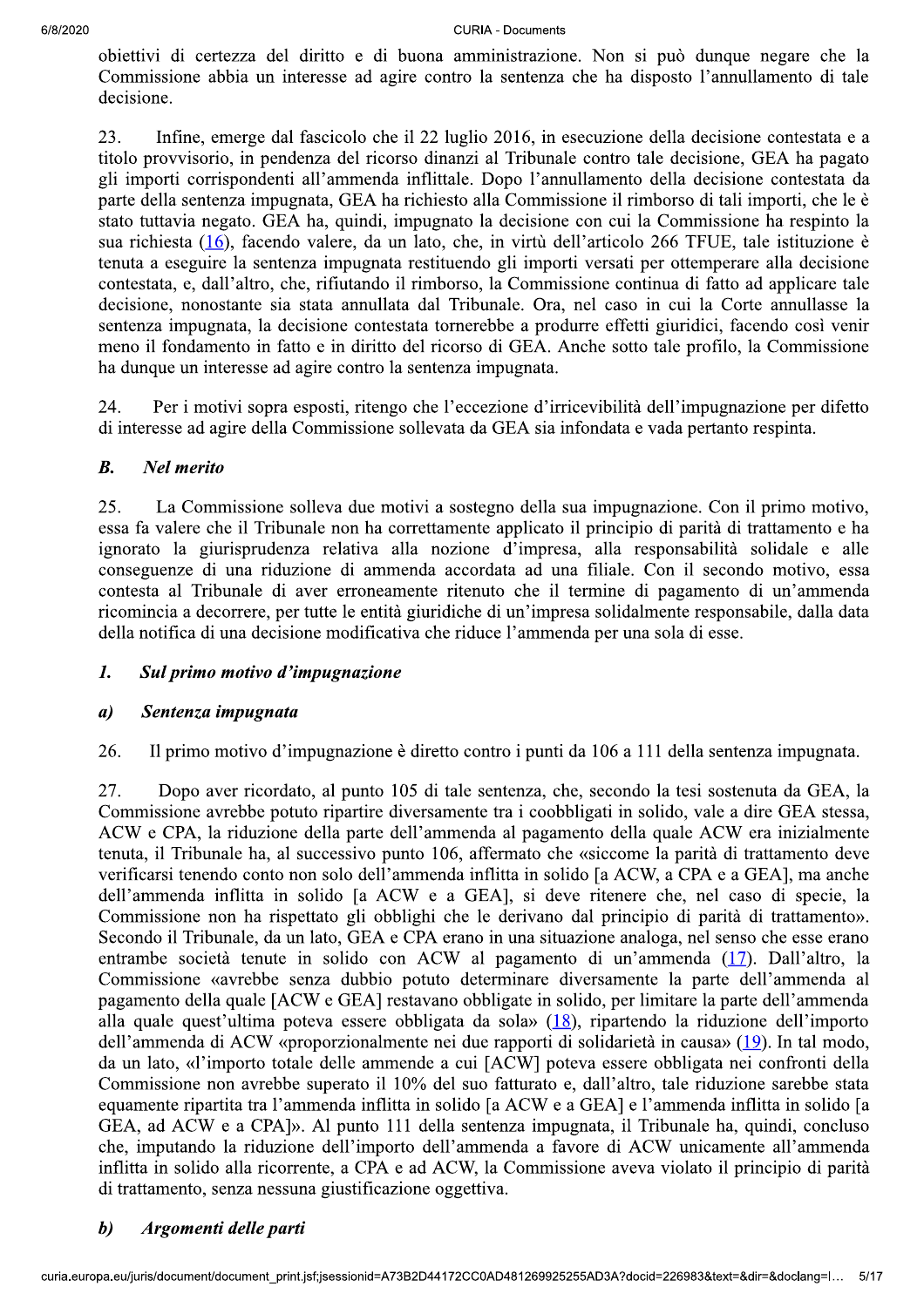obiettivi di certezza del diritto e di buona amministrazione. Non si può dunque negare che la Commissione abbia un interesse ad agire contro la sentenza che ha disposto l'annullamento di tale decisione.

23. Infine, emerge dal fascicolo che il 22 luglio 2016, in esecuzione della decisione contestata e a titolo provvisorio, in pendenza del ricorso dinanzi al Tribunale contro tale decisione, GEA ha pagato gli importi corrispondenti all'ammenda inflittale. Dopo l'annullamento della decisione contestata da parte della sentenza impugnata, GEA ha richiesto alla Commissione il rimborso di tali importi, che le è stato tuttavia negato. GEA ha, quindi, impugnato la decisione con cui la Commissione ha respinto la sua richiesta (16), facendo valere, da un lato, che, in virtù dell'articolo 266 TFUE, tale istituzione è tenuta a eseguire la sentenza impugnata restituendo gli importi versati per ottemperare alla decisione contestata, e, dall'altro, che, rifiutando il rimborso, la Commissione continua di fatto ad applicare tale decisione, nonostante sia stata annullata dal Tribunale. Ora, nel caso in cui la Corte annullasse la sentenza impugnata, la decisione contestata tornerebbe a produrre effetti giuridici, facendo così venir meno il fondamento in fatto e in diritto del ricorso di GEA. Anche sotto tale profilo, la Commissione ha dunque un interesse ad agire contro la sentenza impugnata.

24. Per i motivi sopra esposti, ritengo che l'eccezione d'irricevibilità dell'impugnazione per difetto di interesse ad agire della Commissione sollevata da GEA sia infondata e vada pertanto respinta.

### *B. Nel merito*

25. La Commissione solleva due motivi a sostegno della sua impugnazione. Con il primo motivo, essa fa valere che il Tribunale non ha correttamente applicato il principio di parità di trattamento e ha ignorato la giurisprudenza relativa alla nozione d'impresa, alla responsabilità solidale e alle conseguenze di una riduzione di ammenda accordata ad una filiale. Con il secondo motivo, essa contesta al Tribunale di aver erroneamente ritenuto che il termine di pagamento di un'ammenda ricomincia a decorrere, per tutte le entità giuridiche di un'impresa solidalmente responsabile, dalla data della notifica di una decisione modificativa che riduce l'ammenda per una sola di esse.

#### *1. Sul primo motivo d'impugnazione*

##### *a) Sentenza impugnata*

26. Il primo motivo d'impugnazione è diretto contro i punti da 106 a 111 della sentenza impugnata.

27. Dopo aver ricordato, al punto 105 di tale sentenza, che, secondo la tesi sostenuta da GEA, la Commissione avrebbe potuto ripartire diversamente tra i coobbligati in solido, vale a dire GEA stessa, ACW e CPA, la riduzione della parte dell'ammenda al pagamento della quale ACW era inizialmente tenuta, il Tribunale ha, al successivo punto 106, affermato che «siccome la parità di trattamento deve verificarsi tenendo conto non solo dell'ammenda inflitta in solido [a ACW, a CPA e a GEA], ma anche dell'ammenda inflitta in solido [a ACW e a GEA], si deve ritenere che, nel caso di specie, la Commissione non ha rispettato gli obblighi che le derivano dal principio di parità di trattamento». Secondo il Tribunale, da un lato, GEA e CPA erano in una situazione analoga, nel senso che esse erano entrambe società tenute in solido con ACW al pagamento di un'ammenda (17). Dall'altro, la Commissione «avrebbe senza dubbio potuto determinare diversamente la parte dell'ammenda al pagamento della quale [ACW e GEA] restavano obbligate in solido, per limitare la parte dell'ammenda alla quale quest'ultima poteva essere obbligata da sola» (18), ripartendo la riduzione dell'importo dell'ammenda di ACW «proporzionalmente nei due rapporti di solidarietà in causa» (19). In tal modo, da un lato, «l'importo totale delle ammende a cui [ACW] poteva essere obbligata nei confronti della Commissione non avrebbe superato il 10% del suo fatturato e, dall'altro, tale riduzione sarebbe stata equamente ripartita tra l'ammenda inflitta in solido [a ACW e a GEA] e l'ammenda inflitta in solido [a GEA, ad ACW e a CPA]». Al punto 111 della sentenza impugnata, il Tribunale ha, quindi, concluso che, imputando la riduzione dell'importo dell'ammenda a favore di ACW unicamente all'ammenda inflitta in solido alla ricorrente, a CPA e ad ACW, la Commissione aveva violato il principio di parità di trattamento, senza nessuna giustificazione oggettiva.

##### *b) Argomenti delle parti*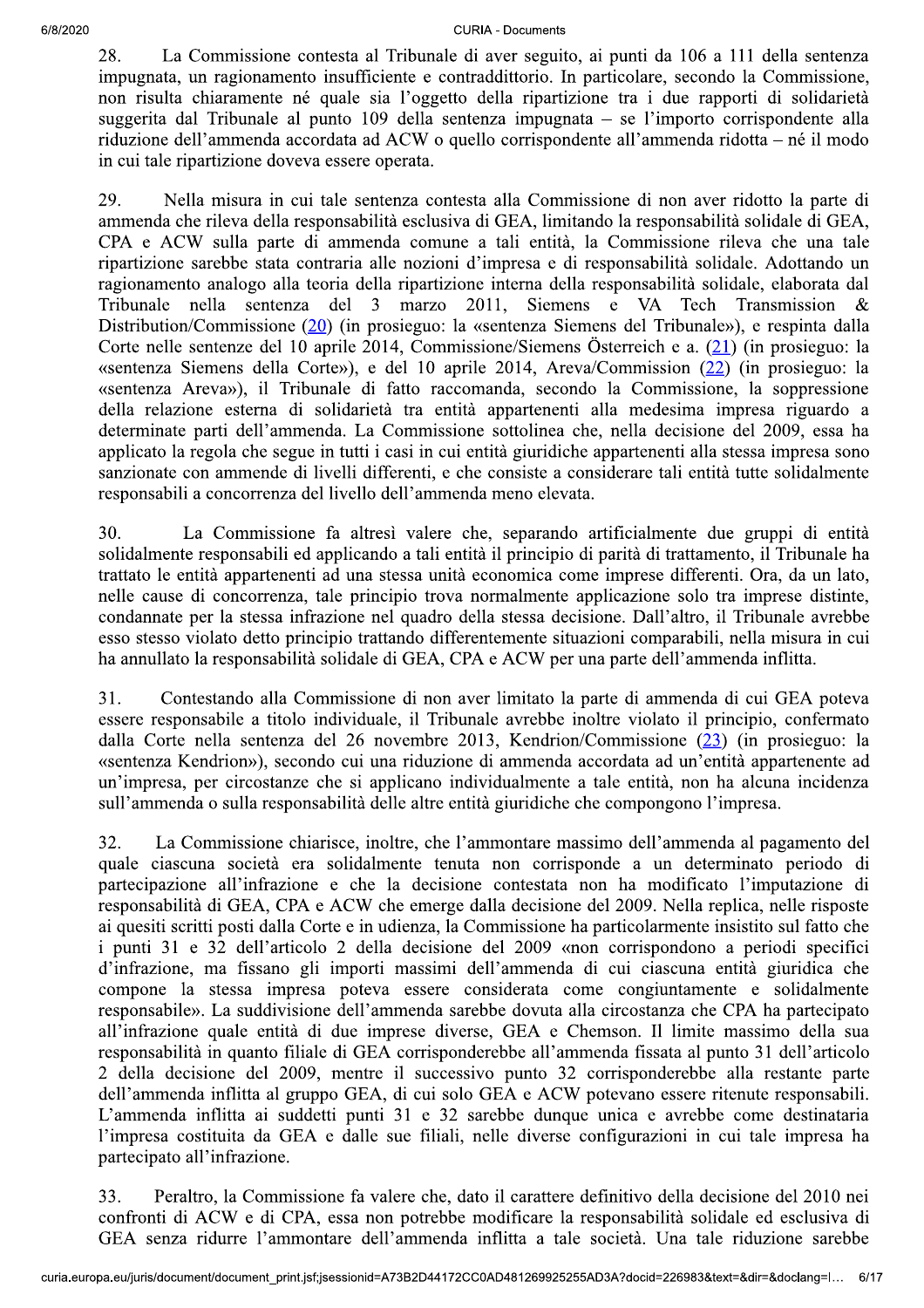28. La Commissione contesta al Tribunale di aver seguito, ai punti da 106 a 111 della sentenza impugnata, un ragionamento insufficiente e contraddittorio. In particolare, secondo la Commissione, non risulta chiaramente né quale sia l'oggetto della ripartizione tra i due rapporti di solidarietà suggerita dal Tribunale al punto 109 della sentenza impugnata – se l'importo corrispondente alla riduzione dell'ammenda accordata ad ACW o quello corrispondente all'ammenda ridotta – né il modo in cui tale ripartizione doveva essere operata.

29. Nella misura in cui tale sentenza contesta alla Commissione di non aver ridotto la parte di ammenda che rileva della responsabilità esclusiva di GEA, limitando la responsabilità solidale di GEA, CPA e ACW sulla parte di ammenda comune a tali entità, la Commissione rileva che una tale ripartizione sarebbe stata contraria alle nozioni d'impresa e di responsabilità solidale. Adottando un ragionamento analogo alla teoria della ripartizione interna della responsabilità solidale, elaborata dal Tribunale nella sentenza del 3 marzo 2011, Siemens e VA Tech Transmission & Distribution/Commissione (20) (in prosieguo: la «sentenza Siemens del Tribunale»), e respinta dalla Corte nelle sentenze del 10 aprile 2014, Commissione/Siemens Österreich e a. (21) (in prosieguo: la «sentenza Siemens della Corte»), e del 10 aprile 2014, Areva/Commission (22) (in prosieguo: la «sentenza Areva»), il Tribunale di fatto raccomanda, secondo la Commissione, la soppressione della relazione esterna di solidarietà tra entità appartenenti alla medesima impresa riguardo a determinate parti dell'ammenda. La Commissione sottolinea che, nella decisione del 2009, essa ha applicato la regola che segue in tutti i casi in cui entità giuridiche appartenenti alla stessa impresa sono sanzionate con ammende di livelli differenti, e che consiste a considerare tali entità tutte solidalmente responsabili a concorrenza del livello dell'ammenda meno elevata.

30. La Commissione fa altresì valere che, separando artificialmente due gruppi di entità solidalmente responsabili ed applicando a tali entità il principio di parità di trattamento, il Tribunale ha trattato le entità appartenenti ad una stessa unità economica come imprese differenti. Ora, da un lato, nelle cause di concorrenza, tale principio trova normalmente applicazione solo tra imprese distinte, condannate per la stessa infrazione nel quadro della stessa decisione. Dall'altro, il Tribunale avrebbe esso stesso violato detto principio trattando differentemente situazioni comparabili, nella misura in cui ha annullato la responsabilità solidale di GEA, CPA e ACW per una parte dell'ammenda inflitta.

31. Contestando alla Commissione di non aver limitato la parte di ammenda di cui GEA poteva essere responsabile a titolo individuale, il Tribunale avrebbe inoltre violato il principio, confermato dalla Corte nella sentenza del 26 novembre 2013, Kendrion/Commissione (23) (in prosieguo: la «sentenza Kendrion»), secondo cui una riduzione di ammenda accordata ad un'entità appartenente ad un'impresa, per circostanze che si applicano individualmente a tale entità, non ha alcuna incidenza sull'ammenda o sulla responsabilità delle altre entità giuridiche che compongono l'impresa.

32. La Commissione chiarisce, inoltre, che l'ammontare massimo dell'ammenda al pagamento del quale ciascuna società era solidalmente tenuta non corrisponde a un determinato periodo di partecipazione all'infrazione e che la decisione contestata non ha modificato l'imputazione di responsabilità di GEA, CPA e ACW che emerge dalla decisione del 2009. Nella replica, nelle risposte ai quesiti scritti posti dalla Corte e in udienza, la Commissione ha particolarmente insistito sul fatto che i punti 31 e 32 dell'articolo 2 della decisione del 2009 «non corrispondono a periodi specifici d'infrazione, ma fissano gli importi massimi dell'ammenda di cui ciascuna entità giuridica che compone la stessa impresa poteva essere considerata come congiuntamente e solidalmente responsabile». La suddivisione dell'ammenda sarebbe dovuta alla circostanza che CPA ha partecipato all'infrazione quale entità di due imprese diverse, GEA e Chemson. Il limite massimo della sua responsabilità in quanto filiale di GEA corrisponderebbe all'ammenda fissata al punto 31 dell'articolo 2 della decisione del 2009, mentre il successivo punto 32 corrisponderebbe alla restante parte dell'ammenda inflitta al gruppo GEA, di cui solo GEA e ACW potevano essere ritenute responsabili. L'ammenda inflitta ai suddetti punti 31 e 32 sarebbe dunque unica e avrebbe come destinataria l'impresa costituita da GEA e dalle sue filiali, nelle diverse configurazioni in cui tale impresa ha partecipato all'infrazione.

33. Peraltro, la Commissione fa valere che, dato il carattere definitivo della decisione del 2010 nei confronti di ACW e di CPA, essa non potrebbe modificare la responsabilità solidale ed esclusiva di GEA senza ridurre l'ammontare dell'ammenda inflitta a tale società. Una tale riduzione sarebbe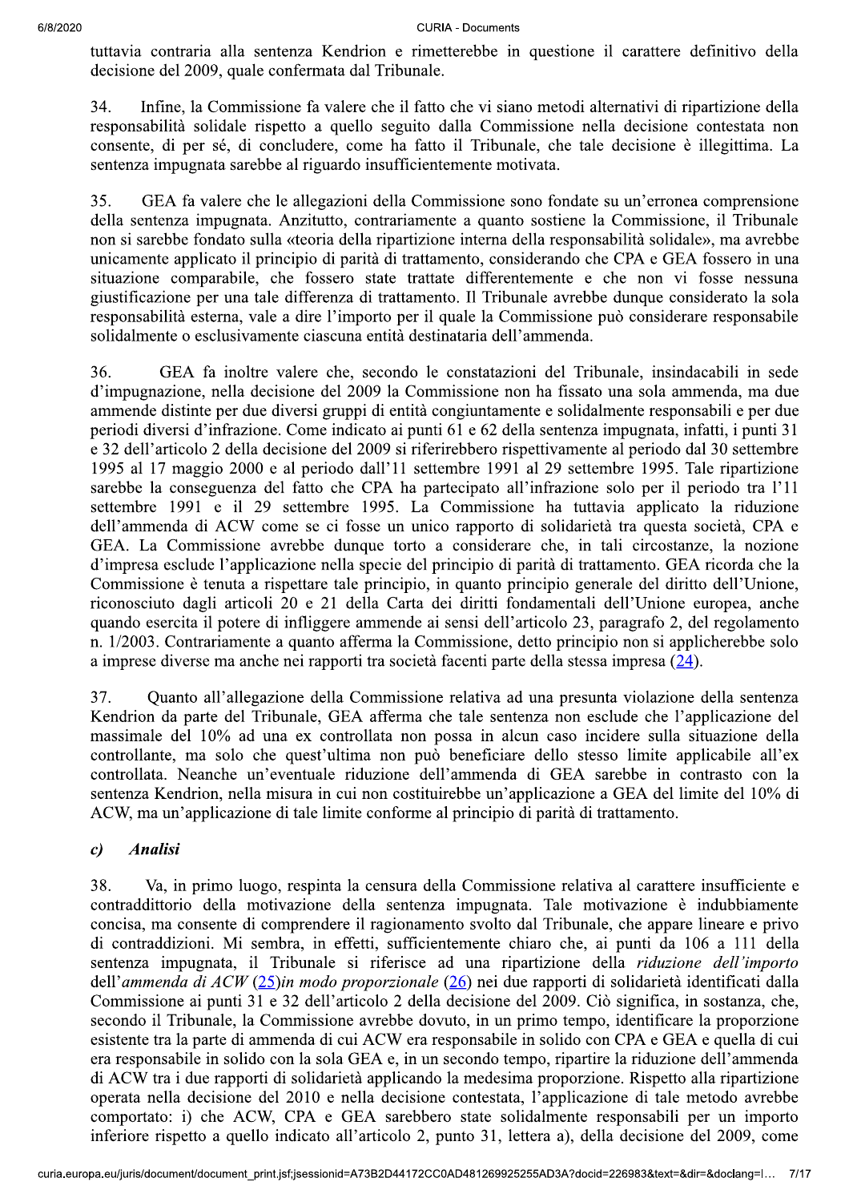tuttavia contraria alla sentenza Kendrion e rimetterebbe in questione il carattere definitivo della decisione del 2009, quale confermata dal Tribunale.

34. Infine, la Commissione fa valere che il fatto che vi siano metodi alternativi di ripartizione della responsabilità solidale rispetto a quello seguito dalla Commissione nella decisione contestata non consente, di per sé, di concludere, come ha fatto il Tribunale, che tale decisione è illegittima. La sentenza impugnata sarebbe al riguardo insufficientemente motivata.

35. GEA fa valere che le allegazioni della Commissione sono fondate su un'erronea comprensione della sentenza impugnata. Anzitutto, contrariamente a quanto sostiene la Commissione, il Tribunale non si sarebbe fondato sulla «teoria della ripartizione interna della responsabilità solidale», ma avrebbe unicamente applicato il principio di parità di trattamento, considerando che CPA e GEA fossero in una situazione comparabile, che fossero state trattate differentemente e che non vi fosse nessuna giustificazione per una tale differenza di trattamento. Il Tribunale avrebbe dunque considerato la sola responsabilità esterna, vale a dire l'importo per il quale la Commissione può considerare responsabile solidalmente o esclusivamente ciascuna entità destinataria dell'ammenda.

36. GEA fa inoltre valere che, secondo le constatazioni del Tribunale, insindacabili in sede d'impugnazione, nella decisione del 2009 la Commissione non ha fissato una sola ammenda, ma due ammende distinte per due diversi gruppi di entità congiuntamente e solidalmente responsabili e per due periodi diversi d'infrazione. Come indicato ai punti 61 e 62 della sentenza impugnata, infatti, i punti 31 e 32 dell'articolo 2 della decisione del 2009 si riferirebbero rispettivamente al periodo dal 30 settembre 1995 al 17 maggio 2000 e al periodo dall'11 settembre 1991 al 29 settembre 1995. Tale ripartizione sarebbe la conseguenza del fatto che CPA ha partecipato all'infrazione solo per il periodo tra l'11 settembre 1991 e il 29 settembre 1995. La Commissione ha tuttavia applicato la riduzione dell'ammenda di ACW come se ci fosse un unico rapporto di solidarietà tra questa società, CPA e GEA. La Commissione avrebbe dunque torto a considerare che, in tali circostanze, la nozione d'impresa esclude l'applicazione nella specie del principio di parità di trattamento. GEA ricorda che la Commissione è tenuta a rispettare tale principio, in quanto principio generale del diritto dell'Unione, riconosciuto dagli articoli 20 e 21 della Carta dei diritti fondamentali dell'Unione europea, anche quando esercita il potere di infliggere ammende ai sensi dell'articolo 23, paragrafo 2, del regolamento n. 1/2003. Contrariamente a quanto afferma la Commissione, detto principio non si applicherebbe solo a imprese diverse ma anche nei rapporti tra società facenti parte della stessa impresa [24].

37. Quanto all'allegazione della Commissione relativa ad una presunta violazione della sentenza Kendrion da parte del Tribunale, GEA afferma che tale sentenza non esclude che l'applicazione del massimale del 10% ad una ex controllata non possa in alcun caso incidere sulla situazione della controllante, ma solo che quest'ultima non può beneficiare dello stesso limite applicabile all'ex controllata. Neanche un'eventuale riduzione dell'ammenda di GEA sarebbe in contrasto con la sentenza Kendrion, nella misura in cui non costituirebbe un'applicazione a GEA del limite del 10% di ACW, ma un'applicazione di tale limite conforme al principio di parità di trattamento.

### *c) Analisi*

38. Va, in primo luogo, respinta la censura della Commissione relativa al carattere insufficiente e contraddittorio della motivazione della sentenza impugnata. Tale motivazione è indubbiamente concisa, ma consente di comprendere il ragionamento svolto dal Tribunale, che appare lineare e privo di contraddizioni. Mi sembra, in effetti, sufficientemente chiaro che, ai punti da 106 a 111 della sentenza impugnata, il Tribunale si riferisce ad una ripartizione della *riduzione dell'importo dell'ammenda di ACW* [25]*in modo proporzionale* [26] nei due rapporti di solidarietà identificati dalla Commissione ai punti 31 e 32 dell'articolo 2 della decisione del 2009. Ciò significa, in sostanza, che, secondo il Tribunale, la Commissione avrebbe dovuto, in un primo tempo, identificare la proporzione esistente tra la parte di ammenda di cui ACW era responsabile in solido con CPA e GEA e quella di cui era responsabile in solido con la sola GEA e, in un secondo tempo, ripartire la riduzione dell'ammenda di ACW tra i due rapporti di solidarietà applicando la medesima proporzione. Rispetto alla ripartizione operata nella decisione del 2010 e nella decisione contestata, l'applicazione di tale metodo avrebbe comportato: i) che ACW, CPA e GEA sarebbero state solidalmente responsabili per un importo inferiore rispetto a quello indicato all'articolo 2, punto 31, lettera a), della decisione del 2009, come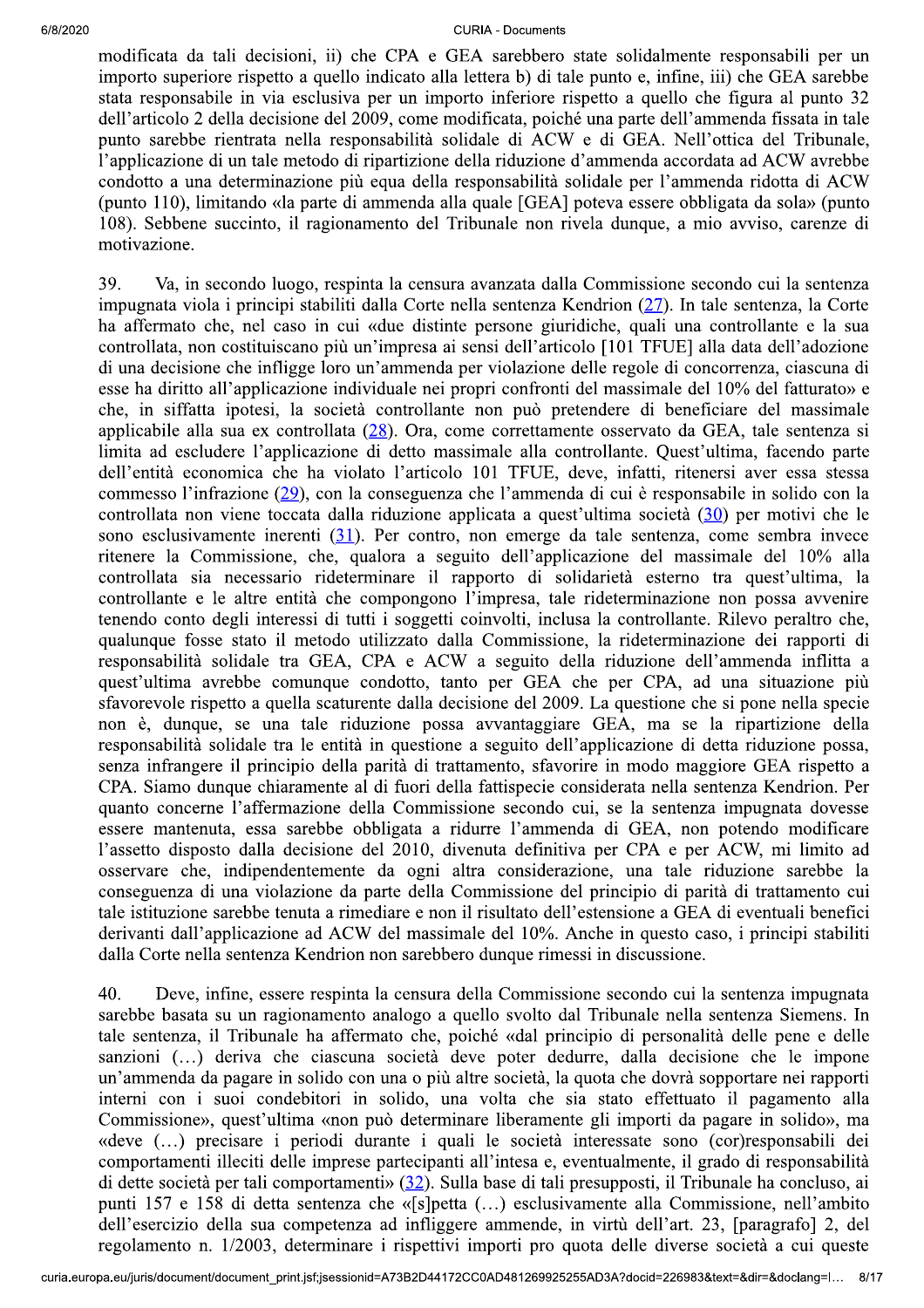modificata da tali decisioni, ii) che CPA e GEA sarebbero state solidalmente responsabili per un importo superiore rispetto a quello indicato alla lettera b) di tale punto e, infine, iii) che GEA sarebbe stata responsabile in via esclusiva per un importo inferiore rispetto a quello che figura al punto 32 dell'articolo 2 della decisione del 2009, come modificata, poiché una parte dell'ammenda fissata in tale punto sarebbe rientrata nella responsabilità solidale di ACW e di GEA. Nell'ottica del Tribunale, l'applicazione di un tale metodo di ripartizione della riduzione d'ammenda accordata ad ACW avrebbe condotto a una determinazione più equa della responsabilità solidale per l'ammenda ridotta di ACW (punto 110), limitando «la parte di ammenda alla quale [GEA] poteva essere obbligata da sola» (punto 108). Sebbene succinto, il ragionamento del Tribunale non rivela dunque, a mio avviso, carenze di motivazione.

39. Va, in secondo luogo, respinta la censura avanzata dalla Commissione secondo cui la sentenza impugnata viola i principi stabiliti dalla Corte nella sentenza Kendrion (27). In tale sentenza, la Corte ha affermato che, nel caso in cui «due distinte persone giuridiche, quali una controllante e la sua controllata, non costituiscano più un'impresa ai sensi dell'articolo [101 TFUE] alla data dell'adozione di una decisione che infligge loro un'ammenda per violazione delle regole di concorrenza, ciascuna di esse ha diritto all'applicazione individuale nei propri confronti del massimale del 10% del fatturato» e che, in siffatta ipotesi, la società controllante non può pretendere di beneficiare del massimale applicabile alla sua ex controllata (28). Ora, come correttamente osservato da GEA, tale sentenza si limita ad escludere l'applicazione di detto massimale alla controllante. Quest'ultima, facendo parte dell'entità economica che ha violato l'articolo 101 TFUE, deve, infatti, ritenersi aver essa stessa commesso l'infrazione (29), con la conseguenza che l'ammenda di cui è responsabile in solido con la controllata non viene toccata dalla riduzione applicata a quest'ultima società (30) per motivi che le sono esclusivamente inerenti (31). Per contro, non emerge da tale sentenza, come sembra invece ritenere la Commissione, che, qualora a seguito dell'applicazione del massimale del 10% alla controllata sia necessario rideterminare il rapporto di solidarietà esterno tra quest'ultima, la controllante e le altre entità che compongono l'impresa, tale rideterminazione non possa avvenire tenendo conto degli interessi di tutti i soggetti coinvolti, inclusa la controllante. Rilevo peraltro che, qualunque fosse stato il metodo utilizzato dalla Commissione, la rideterminazione dei rapporti di responsabilità solidale tra GEA, CPA e ACW a seguito della riduzione dell'ammenda inflitta a quest'ultima avrebbe comunque condotto, tanto per GEA che per CPA, ad una situazione più sfavorevole rispetto a quella scaturente dalla decisione del 2009. La questione che si pone nella specie non è, dunque, se una tale riduzione possa avvantaggiare GEA, ma se la ripartizione della responsabilità solidale tra le entità in questione a seguito dell'applicazione di detta riduzione possa, senza infrangere il principio della parità di trattamento, sfavorire in modo maggiore GEA rispetto a CPA. Siamo dunque chiaramente al di fuori della fattispecie considerata nella sentenza Kendrion. Per quanto concerne l'affermazione della Commissione secondo cui, se la sentenza impugnata dovesse essere mantenuta, essa sarebbe obbligata a ridurre l'ammenda di GEA, non potendo modificare l'assetto disposto dalla decisione del 2010, divenuta definitiva per CPA e per ACW, mi limito ad osservare che, indipendentemente da ogni altra considerazione, una tale riduzione sarebbe la conseguenza di una violazione da parte della Commissione del principio di parità di trattamento cui tale istituzione sarebbe tenuta a rimediare e non il risultato dell'estensione a GEA di eventuali benefici derivanti dall'applicazione ad ACW del massimale del 10%. Anche in questo caso, i principi stabiliti dalla Corte nella sentenza Kendrion non sarebbero dunque rimessi in discussione.

40. Deve, infine, essere respinta la censura della Commissione secondo cui la sentenza impugnata sarebbe basata su un ragionamento analogo a quello svolto dal Tribunale nella sentenza Siemens. In tale sentenza, il Tribunale ha affermato che, poiché «dal principio di personalità delle pene e delle sanzioni (…) deriva che ciascuna società deve poter dedurre, dalla decisione che le impone un'ammenda da pagare in solido con una o più altre società, la quota che dovrà sopportare nei rapporti interni con i suoi condebitori in solido, una volta che sia stato effettuato il pagamento alla Commissione», quest'ultima «non può determinare liberamente gli importi da pagare in solido», ma «deve (…) precisare i periodi durante i quali le società interessate sono (cor)responsabili dei comportamenti illeciti delle imprese partecipanti all'intesa e, eventualmente, il grado di responsabilità di dette società per tali comportamenti» (32). Sulla base di tali presupposti, il Tribunale ha concluso, ai punti 157 e 158 di detta sentenza che «[s]petta (…) esclusivamente alla Commissione, nell'ambito dell'esercizio della sua competenza ad infliggere ammende, in virtù dell'art. 23, [paragrafo] 2, del regolamento n. 1/2003, determinare i rispettivi importi pro quota delle diverse società a cui queste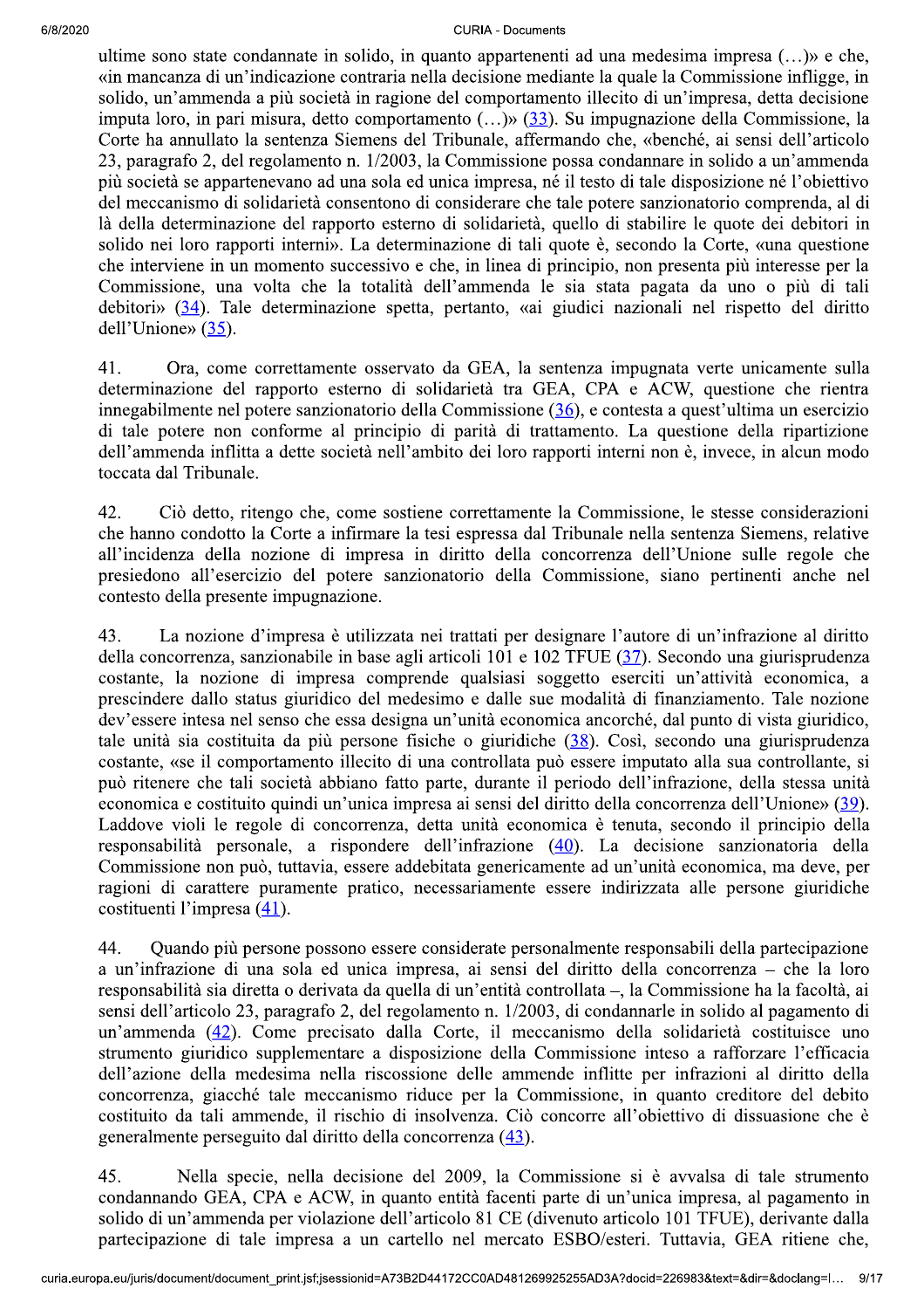ultime sono state condannate in solido, in quanto appartenenti ad una medesima impresa (…)» e che, «in mancanza di un'indicazione contraria nella decisione mediante la quale la Commissione infligge, in solido, un'ammenda a più società in ragione del comportamento illecito di un'impresa, detta decisione imputa loro, in pari misura, detto comportamento (…)» (33). Su impugnazione della Commissione, la Corte ha annullato la sentenza Siemens del Tribunale, affermando che, «benché, ai sensi dell'articolo 23, paragrafo 2, del regolamento n. 1/2003, la Commissione possa condannare in solido a un'ammenda più società se appartenevano ad una sola ed unica impresa, né il testo di tale disposizione né l'obiettivo del meccanismo di solidarietà consentono di considerare che tale potere sanzionatorio comprenda, al di là della determinazione del rapporto esterno di solidarietà, quello di stabilire le quote dei debitori in solido nei loro rapporti interni». La determinazione di tali quote è, secondo la Corte, «una questione che interviene in un momento successivo e che, in linea di principio, non presenta più interesse per la Commissione, una volta che la totalità dell'ammenda le sia stata pagata da uno o più di tali debitori» (34). Tale determinazione spetta, pertanto, «ai giudici nazionali nel rispetto del diritto dell'Unione» (35).

41. Ora, come correttamente osservato da GEA, la sentenza impugnata verte unicamente sulla determinazione del rapporto esterno di solidarietà tra GEA, CPA e ACW, questione che rientra innegabilmente nel potere sanzionatorio della Commissione (36), e contesta a quest'ultima un esercizio di tale potere non conforme al principio di parità di trattamento. La questione della ripartizione dell'ammenda inflitta a dette società nell'ambito dei loro rapporti interni non è, invece, in alcun modo toccata dal Tribunale.

42. Ciò detto, ritengo che, come sostiene correttamente la Commissione, le stesse considerazioni che hanno condotto la Corte a infirmare la tesi espressa dal Tribunale nella sentenza Siemens, relative all'incidenza della nozione di impresa in diritto della concorrenza dell'Unione sulle regole che presiedono all'esercizio del potere sanzionatorio della Commissione, siano pertinenti anche nel contesto della presente impugnazione.

43. La nozione d'impresa è utilizzata nei trattati per designare l'autore di un'infrazione al diritto della concorrenza, sanzionabile in base agli articoli 101 e 102 TFUE (37). Secondo una giurisprudenza costante, la nozione di impresa comprende qualsiasi soggetto eserciti un'attività economica, a prescindere dallo status giuridico del medesimo e dalle sue modalità di finanziamento. Tale nozione dev'essere intesa nel senso che essa designa un'unità economica ancorché, dal punto di vista giuridico, tale unità sia costituita da più persone fisiche o giuridiche (38). Così, secondo una giurisprudenza costante, «se il comportamento illecito di una controllata può essere imputato alla sua controllante, si può ritenere che tali società abbiano fatto parte, durante il periodo dell'infrazione, della stessa unità economica e costituito quindi un'unica impresa ai sensi del diritto della concorrenza dell'Unione» (39). Laddove violi le regole di concorrenza, detta unità economica è tenuta, secondo il principio della responsabilità personale, a rispondere dell'infrazione (40). La decisione sanzionatoria della Commissione non può, tuttavia, essere addebitata genericamente ad un'unità economica, ma deve, per ragioni di carattere puramente pratico, necessariamente essere indirizzata alle persone giuridiche costituenti l'impresa (41).

44. Quando più persone possono essere considerate personalmente responsabili della partecipazione a un'infrazione di una sola ed unica impresa, ai sensi del diritto della concorrenza – che la loro responsabilità sia diretta o derivata da quella di un'entità controllata –, la Commissione ha la facoltà, ai sensi dell'articolo 23, paragrafo 2, del regolamento n. 1/2003, di condannarle in solido al pagamento di un'ammenda (42). Come precisato dalla Corte, il meccanismo della solidarietà costituisce uno strumento giuridico supplementare a disposizione della Commissione inteso a rafforzare l'efficacia dell'azione della medesima nella riscossione delle ammende inflitte per infrazioni al diritto della concorrenza, giacché tale meccanismo riduce per la Commissione, in quanto creditore del debito costituito da tali ammende, il rischio di insolvenza. Ciò concorre all'obiettivo di dissuasione che è generalmente perseguito dal diritto della concorrenza (43).

45. Nella specie, nella decisione del 2009, la Commissione si è avvalsa di tale strumento condannando GEA, CPA e ACW, in quanto entità facenti parte di un'unica impresa, al pagamento in solido di un'ammenda per violazione dell'articolo 81 CE (divenuto articolo 101 TFUE), derivante dalla partecipazione di tale impresa a un cartello nel mercato ESBO/esteri. Tuttavia, GEA ritiene che,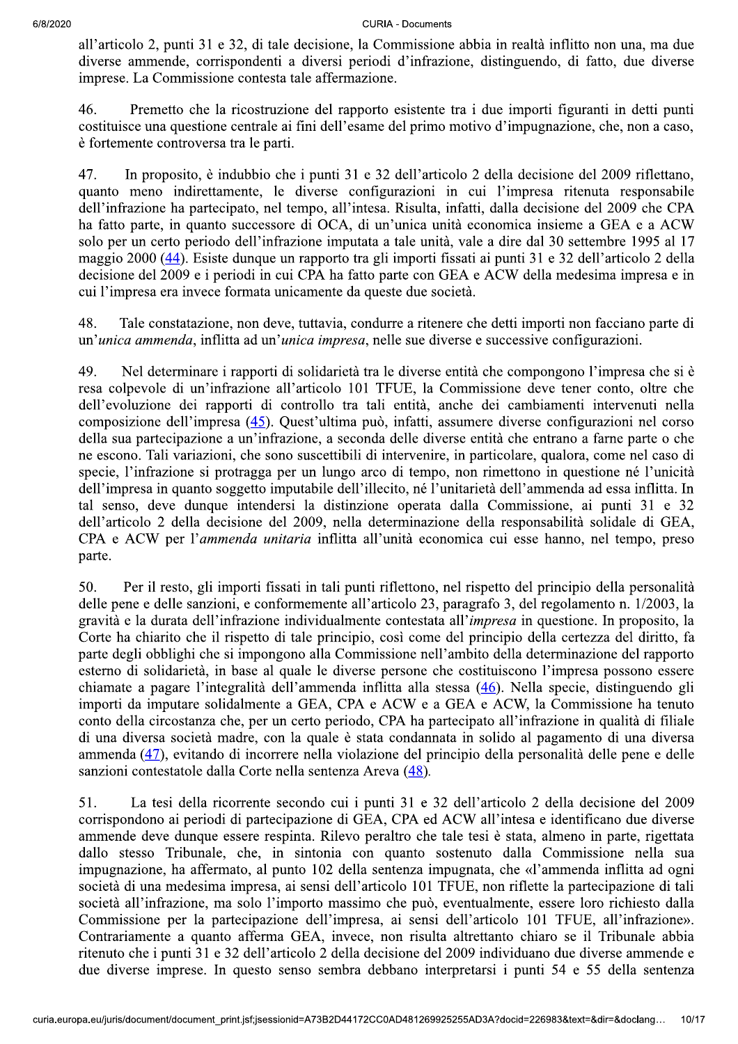all'articolo 2, punti 31 e 32, di tale decisione, la Commissione abbia in realtà inflitto non una, ma due diverse ammende, corrispondenti a diversi periodi d'infrazione, distinguendo, di fatto, due diverse imprese. La Commissione contesta tale affermazione.

46. Premetto che la ricostruzione del rapporto esistente tra i due importi figuranti in detti punti costituisce una questione centrale ai fini dell'esame del primo motivo d'impugnazione, che, non a caso, è fortemente controversa tra le parti.

47. In proposito, è indubbio che i punti 31 e 32 dell'articolo 2 della decisione del 2009 riflettano, quanto meno indirettamente, le diverse configurazioni in cui l'impresa ritenuta responsabile dell'infrazione ha partecipato, nel tempo, all'intesa. Risulta, infatti, dalla decisione del 2009 che CPA ha fatto parte, in quanto successore di OCA, di un'unica unità economica insieme a GEA e a ACW solo per un certo periodo dell'infrazione imputata a tale unità, vale a dire dal 30 settembre 1995 al 17 maggio 2000 (44). Esiste dunque un rapporto tra gli importi fissati ai punti 31 e 32 dell'articolo 2 della decisione del 2009 e i periodi in cui CPA ha fatto parte con GEA e ACW della medesima impresa e in cui l'impresa era invece formata unicamente da queste due società.

48. Tale constatazione, non deve, tuttavia, condurre a ritenere che detti importi non facciano parte di un'*unica ammenda*, inflitta ad un'*unica impresa*, nelle sue diverse e successive configurazioni.

49. Nel determinare i rapporti di solidarietà tra le diverse entità che compongono l'impresa che si è resa colpevole di un'infrazione all'articolo 101 TFUE, la Commissione deve tener conto, oltre che dell'evoluzione dei rapporti di controllo tra tali entità, anche dei cambiamenti intervenuti nella composizione dell'impresa (45). Quest'ultima può, infatti, assumere diverse configurazioni nel corso della sua partecipazione a un'infrazione, a seconda delle diverse entità che entrano a farne parte o che ne escono. Tali variazioni, che sono suscettibili di intervenire, in particolare, qualora, come nel caso di specie, l'infrazione si protragga per un lungo arco di tempo, non rimettono in questione né l'unicità dell'impresa in quanto soggetto imputabile dell'illecito, né l'unitarietà dell'ammenda ad essa inflitta. In tal senso, deve dunque intendersi la distinzione operata dalla Commissione, ai punti 31 e 32 dell'articolo 2 della decisione del 2009, nella determinazione della responsabilità solidale di GEA, CPA e ACW per l'*ammenda unitaria* inflitta all'unità economica cui esse hanno, nel tempo, preso parte.

50. Per il resto, gli importi fissati in tali punti riflettono, nel rispetto del principio della personalità delle pene e delle sanzioni, e conformemente all'articolo 23, paragrafo 3, del regolamento n. 1/2003, la gravità e la durata dell'infrazione individualmente contestata all'*impresa* in questione. In proposito, la Corte ha chiarito che il rispetto di tale principio, così come del principio della certezza del diritto, fa parte degli obblighi che si impongono alla Commissione nell'ambito della determinazione del rapporto esterno di solidarietà, in base al quale le diverse persone che costituiscono l'impresa possono essere chiamate a pagare l'integralità dell'ammenda inflitta alla stessa (46). Nella specie, distinguendo gli importi da imputare solidalmente a GEA, CPA e ACW e a GEA e ACW, la Commissione ha tenuto conto della circostanza che, per un certo periodo, CPA ha partecipato all'infrazione in qualità di filiale di una diversa società madre, con la quale è stata condannata in solido al pagamento di una diversa ammenda (47), evitando di incorrere nella violazione del principio della personalità delle pene e delle sanzioni contestatole dalla Corte nella sentenza Areva (48).

51. La tesi della ricorrente secondo cui i punti 31 e 32 dell'articolo 2 della decisione del 2009 corrispondono ai periodi di partecipazione di GEA, CPA ed ACW all'intesa e identificano due diverse ammende deve dunque essere respinta. Rilevo peraltro che tale tesi è stata, almeno in parte, rigettata dallo stesso Tribunale, che, in sintonia con quanto sostenuto dalla Commissione nella sua impugnazione, ha affermato, al punto 102 della sentenza impugnata, che «l'ammenda inflitta ad ogni società di una medesima impresa, ai sensi dell'articolo 101 TFUE, non riflette la partecipazione di tali società all'infrazione, ma solo l'importo massimo che può, eventualmente, essere loro richiesto dalla Commissione per la partecipazione dell'impresa, ai sensi dell'articolo 101 TFUE, all'infrazione». Contrariamente a quanto afferma GEA, invece, non risulta altrettanto chiaro se il Tribunale abbia ritenuto che i punti 31 e 32 dell'articolo 2 della decisione del 2009 individuano due diverse ammende e due diverse imprese. In questo senso sembra debbano interpretarsi i punti 54 e 55 della sentenza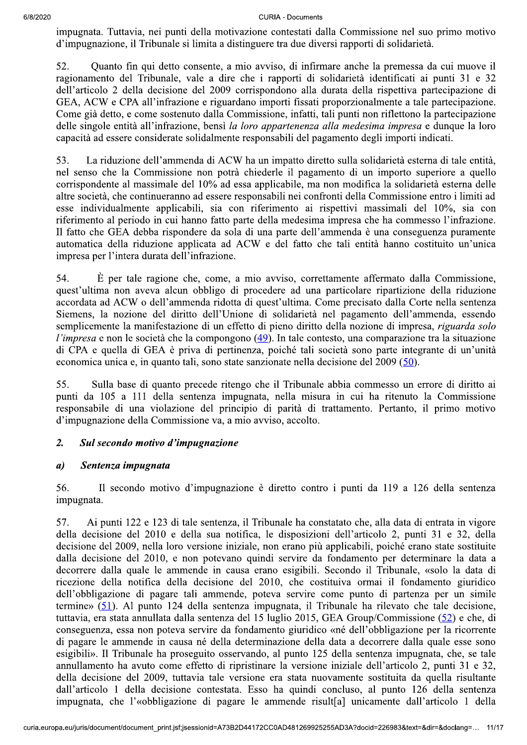impugnata. Tuttavia, nei punti della motivazione contestati dalla Commissione nel suo primo motivo d'impugnazione, il Tribunale si limita a distinguere tra due diversi rapporti di solidarietà.

52. Quanto fin qui detto consente, a mio avviso, di infirmare anche la premessa da cui muove il ragionamento del Tribunale, vale a dire che i rapporti di solidarietà identificati ai punti 31 e 32 dell'articolo 2 della decisione del 2009 corrispondono alla durata della rispettiva partecipazione di GEA, ACW e CPA all'infrazione e riguardano importi fissati proporzionalmente a tale partecipazione. Come già detto, e come sostenuto dalla Commissione, infatti, tali punti non riflettono la partecipazione delle singole entità all'infrazione, bensì *la loro appartenenza alla medesima impresa* e dunque la loro capacità ad essere considerate solidalmente responsabili del pagamento degli importi indicati.

53. La riduzione dell'ammenda di ACW ha un impatto diretto sulla solidarietà esterna di tale entità, nel senso che la Commissione non potrà chiederle il pagamento di un importo superiore a quello corrispondente al massimale del 10% ad essa applicabile, ma non modifica la solidarietà esterna delle altre società, che continueranno ad essere responsabili nei confronti della Commissione entro i limiti ad esse individualmente applicabili, sia con riferimento ai rispettivi massimali del 10%, sia con riferimento al periodo in cui hanno fatto parte della medesima impresa che ha commesso l'infrazione. Il fatto che GEA debba rispondere da sola di una parte dell'ammenda è una conseguenza puramente automatica della riduzione applicata ad ACW e del fatto che tali entità hanno costituito un'unica impresa per l'intera durata dell'infrazione.

54. È per tale ragione che, come, a mio avviso, correttamente affermato dalla Commissione, quest'ultima non aveva alcun obbligo di procedere ad una particolare ripartizione della riduzione accordata ad ACW o dell'ammenda ridotta di quest'ultima. Come precisato dalla Corte nella sentenza Siemens, la nozione del diritto dell'Unione di solidarietà nel pagamento dell'ammenda, essendo semplicemente la manifestazione di un effetto di pieno diritto della nozione di impresa, *riguarda solo l'impresa* e non le società che la compongono (49). In tale contesto, una comparazione tra la situazione di CPA e quella di GEA è priva di pertinenza, poiché tali società sono parte integrante di un'unità economica unica e, in quanto tali, sono state sanzionate nella decisione del 2009 (50).

55. Sulla base di quanto precede ritengo che il Tribunale abbia commesso un errore di diritto ai punti da 105 a 111 della sentenza impugnata, nella misura in cui ha ritenuto la Commissione responsabile di una violazione del principio di parità di trattamento. Pertanto, il primo motivo d'impugnazione della Commissione va, a mio avviso, accolto.

## *2. Sul secondo motivo d'impugnazione*

### *a) Sentenza impugnata*

56. Il secondo motivo d'impugnazione è diretto contro i punti da 119 a 126 della sentenza impugnata.

57. Ai punti 122 e 123 di tale sentenza, il Tribunale ha constatato che, alla data di entrata in vigore della decisione del 2010 e della sua notifica, le disposizioni dell'articolo 2, punti 31 e 32, della decisione del 2009, nella loro versione iniziale, non erano più applicabili, poiché erano state sostituite dalla decisione del 2010, e non potevano quindi servire da fondamento per determinare la data a decorrere dalla quale le ammende in causa erano esigibili. Secondo il Tribunale, «solo la data di ricezione della notifica della decisione del 2010, che costituiva ormai il fondamento giuridico dell'obbligazione di pagare tali ammende, poteva servire come punto di partenza per un simile termine» (51). Al punto 124 della sentenza impugnata, il Tribunale ha rilevato che tale decisione, tuttavia, era stata annullata dalla sentenza del 15 luglio 2015, GEA Group/Commissione (52) e che, di conseguenza, essa non poteva servire da fondamento giuridico «né dell'obbligazione per la ricorrente di pagare le ammende in causa né della determinazione della data a decorrere dalla quale esse sono esigibili». Il Tribunale ha proseguito osservando, al punto 125 della sentenza impugnata, che, se tale annullamento ha avuto come effetto di ripristinare la versione iniziale dell'articolo 2, punti 31 e 32, della decisione del 2009, tuttavia tale versione era stata nuovamente sostituita da quella risultante dall'articolo 1 della decisione contestata. Esso ha quindi concluso, al punto 126 della sentenza impugnata, che l'«obbligazione di pagare le ammende risult[a] unicamente dall'articolo 1 della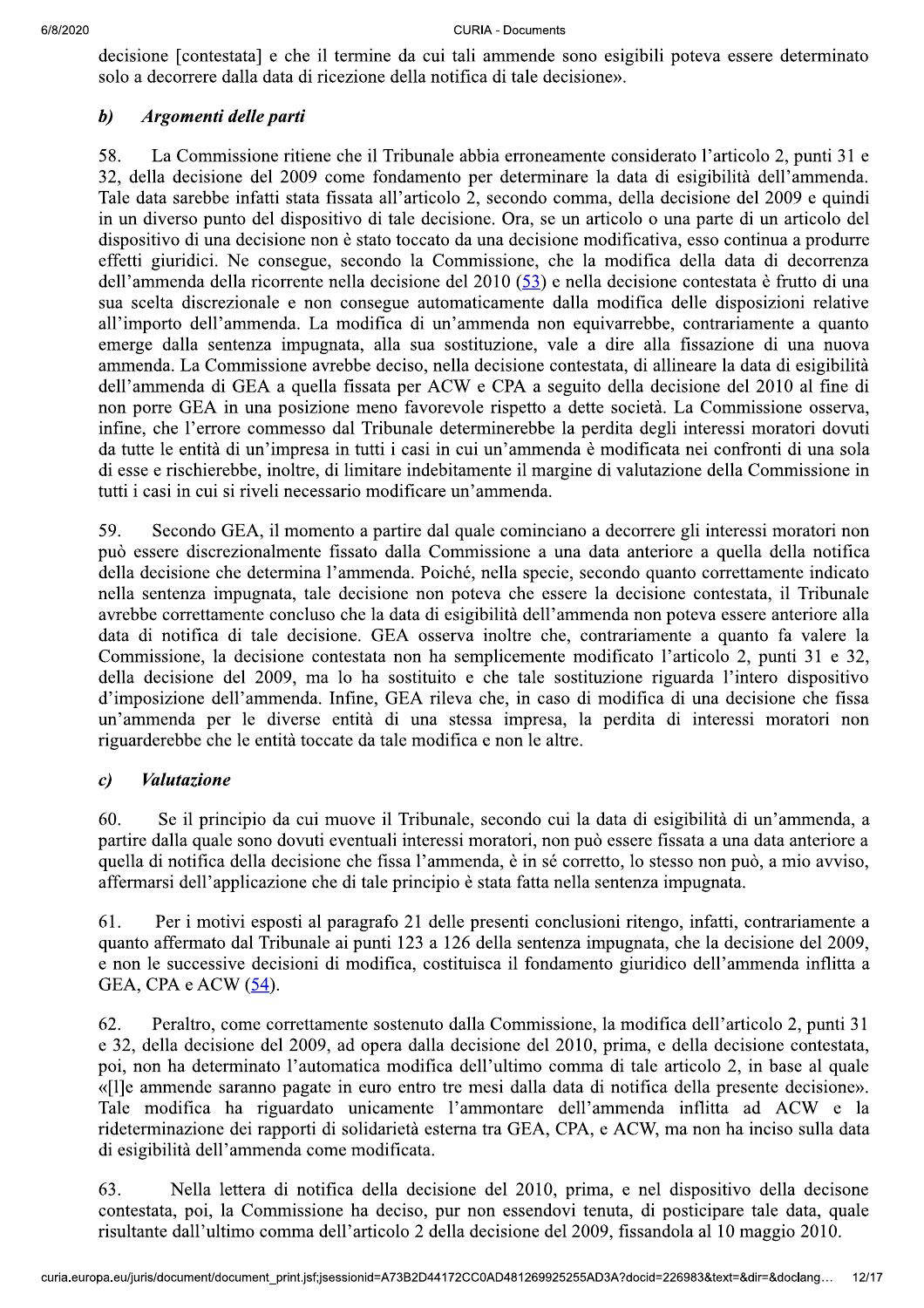decisione [contestata] e che il termine da cui tali ammende sono esigibili poteva essere determinato solo a decorrere dalla data di ricezione della notifica di tale decisione».

### *b) Argomenti delle parti*

58. La Commissione ritiene che il Tribunale abbia erroneamente considerato l'articolo 2, punti 31 e 32, della decisione del 2009 come fondamento per determinare la data di esigibilità dell'ammenda. Tale data sarebbe infatti stata fissata all'articolo 2, secondo comma, della decisione del 2009 e quindi in un diverso punto del dispositivo di tale decisione. Ora, se un articolo o una parte di un articolo del dispositivo di una decisione non è stato toccato da una decisione modificativa, esso continua a produrre effetti giuridici. Ne consegue, secondo la Commissione, che la modifica della data di decorrenza dell'ammenda della ricorrente nella decisione del 2010 (53) e nella decisione contestata è frutto di una sua scelta discrezionale e non consegue automaticamente dalla modifica delle disposizioni relative all'importo dell'ammenda. La modifica di un'ammenda non equivarrebbe, contrariamente a quanto emerge dalla sentenza impugnata, alla sua sostituzione, vale a dire alla fissazione di una nuova ammenda. La Commissione avrebbe deciso, nella decisione contestata, di allineare la data di esigibilità dell'ammenda di GEA a quella fissata per ACW e CPA a seguito della decisione del 2010 al fine di non porre GEA in una posizione meno favorevole rispetto a dette società. La Commissione osserva, infine, che l'errore commesso dal Tribunale determinerebbe la perdita degli interessi moratori dovuti da tutte le entità di un'impresa in tutti i casi in cui un'ammenda è modificata nei confronti di una sola di esse e rischierebbe, inoltre, di limitare indebitamente il margine di valutazione della Commissione in tutti i casi in cui si riveli necessario modificare un'ammenda.

59. Secondo GEA, il momento a partire dal quale cominciano a decorrere gli interessi moratori non può essere discrezionalmente fissato dalla Commissione a una data anteriore a quella della notifica della decisione che determina l'ammenda. Poiché, nella specie, secondo quanto correttamente indicato nella sentenza impugnata, tale decisione non poteva che essere la decisione contestata, il Tribunale avrebbe correttamente concluso che la data di esigibilità dell'ammenda non poteva essere anteriore alla data di notifica di tale decisione. GEA osserva inoltre che, contrariamente a quanto fa valere la Commissione, la decisione contestata non ha semplicemente modificato l'articolo 2, punti 31 e 32, della decisione del 2009, ma lo ha sostituito e che tale sostituzione riguarda l'intero dispositivo d'imposizione dell'ammenda. Infine, GEA rileva che, in caso di modifica di una decisione che fissa un'ammenda per le diverse entità di una stessa impresa, la perdita di interessi moratori non riguarderebbe che le entità toccate da tale modifica e non le altre.

### *c) Valutazione*

60. Se il principio da cui muove il Tribunale, secondo cui la data di esigibilità di un'ammenda, a partire dalla quale sono dovuti eventuali interessi moratori, non può essere fissata a una data anteriore a quella di notifica della decisione che fissa l'ammenda, è in sé corretto, lo stesso non può, a mio avviso, affermarsi dell'applicazione che di tale principio è stata fatta nella sentenza impugnata.

61. Per i motivi esposti al paragrafo 21 delle presenti conclusioni ritengo, infatti, contrariamente a quanto affermato dal Tribunale ai punti 123 a 126 della sentenza impugnata, che la decisione del 2009, e non le successive decisioni di modifica, costituisca il fondamento giuridico dell'ammenda inflitta a GEA, CPA e ACW (54).

62. Peraltro, come correttamente sostenuto dalla Commissione, la modifica dell'articolo 2, punti 31 e 32, della decisione del 2009, ad opera dalla decisione del 2010, prima, e della decisione contestata, poi, non ha determinato l'automatica modifica dell'ultimo comma di tale articolo 2, in base al quale «[l]e ammende saranno pagate in euro entro tre mesi dalla data di notifica della presente decisione». Tale modifica ha riguardato unicamente l'ammontare dell'ammenda inflitta ad ACW e la rideterminazione dei rapporti di solidarietà esterna tra GEA, CPA, e ACW, ma non ha inciso sulla data di esigibilità dell'ammenda come modificata.

63. Nella lettera di notifica della decisione del 2010, prima, e nel dispositivo della decisone contestata, poi, la Commissione ha deciso, pur non essendovi tenuta, di posticipare tale data, quale risultante dall'ultimo comma dell'articolo 2 della decisione del 2009, fissandola al 10 maggio 2010.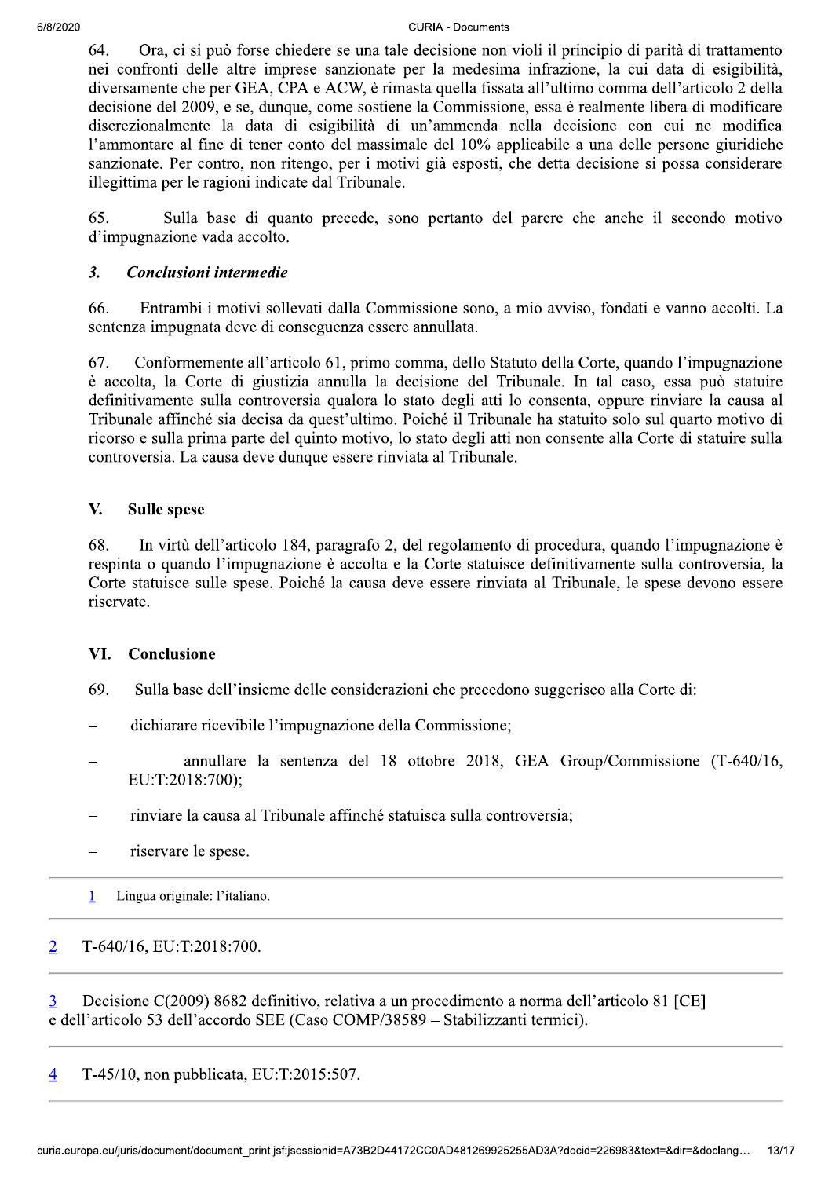64. Ora, ci si può forse chiedere se una tale decisione non violi il principio di parità di trattamento nei confronti delle altre imprese sanzionate per la medesima infrazione, la cui data di esigibilità, diversamente che per GEA, CPA e ACW, è rimasta quella fissata all'ultimo comma dell'articolo 2 della decisione del 2009, e se, dunque, come sostiene la Commissione, essa è realmente libera di modificare discrezionalmente la data di esigibilità di un'ammenda nella decisione con cui ne modifica l'ammontare al fine di tener conto del massimale del 10% applicabile a una delle persone giuridiche sanzionate. Per contro, non ritengo, per i motivi già esposti, che detta decisione si possa considerare illegittima per le ragioni indicate dal Tribunale.

65. Sulla base di quanto precede, sono pertanto del parere che anche il secondo motivo d'impugnazione vada accolto.

### 3. *Conclusioni intermedie*

66. Entrambi i motivi sollevati dalla Commissione sono, a mio avviso, fondati e vanno accolti. La sentenza impugnata deve di conseguenza essere annullata.

67. Conformemente all'articolo 61, primo comma, dello Statuto della Corte, quando l'impugnazione è accolta, la Corte di giustizia annulla la decisione del Tribunale. In tal caso, essa può statuire definitivamente sulla controversia qualora lo stato degli atti lo consenta, oppure rinviare la causa al Tribunale affinché sia decisa da quest'ultimo. Poiché il Tribunale ha statuito solo sul quarto motivo di ricorso e sulla prima parte del quinto motivo, lo stato degli atti non consente alla Corte di statuire sulla controversia. La causa deve dunque essere rinviata al Tribunale.

## V. Sulle spese

68. In virtù dell'articolo 184, paragrafo 2, del regolamento di procedura, quando l'impugnazione è respinta o quando l'impugnazione è accolta e la Corte statuisce definitivamente sulla controversia, la Corte statuisce sulle spese. Poiché la causa deve essere rinviata al Tribunale, le spese devono essere riservate.

## VI. Conclusione

69. Sulla base dell'insieme delle considerazioni che precedono suggerisco alla Corte di:

– dichiarare ricevibile l'impugnazione della Commissione;

– annullare la sentenza del 18 ottobre 2018, GEA Group/Commissione (T-640/16, EU:T:2018:700);

– rinviare la causa al Tribunale affinché statuisca sulla controversia;

– riservare le spese.

---

1 Lingua originale: l'italiano.

---

2 T-640/16, EU:T:2018:700.

---

3 Decisione C(2009) 8682 definitivo, relativa a un procedimento a norma dell'articolo 81 [CE] e dell'articolo 53 dell'accordo SEE (Caso COMP/38589 – Stabilizzanti termici).

---

4 T-45/10, non pubblicata, EU:T:2015:507.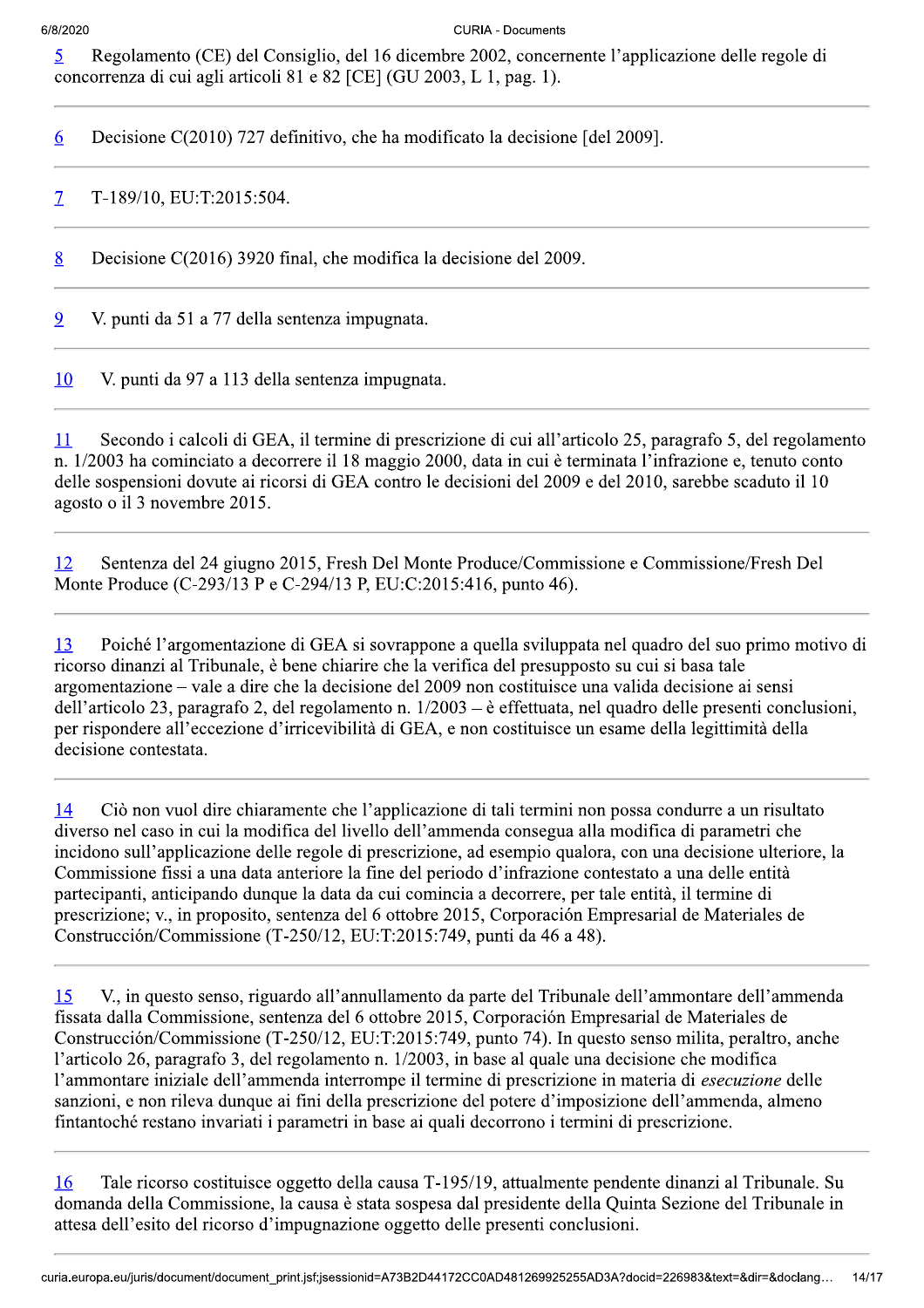5 Regolamento (CE) del Consiglio, del 16 dicembre 2002, concernente l'applicazione delle regole di concorrenza di cui agli articoli 81 e 82 [CE] (GU 2003, L 1, pag. 1).

---

6 Decisione C(2010) 727 definitivo, che ha modificato la decisione [del 2009].

---

7 T-189/10, EU:T:2015:504.

---

8 Decisione C(2016) 3920 final, che modifica la decisione del 2009.

---

9 V. punti da 51 a 77 della sentenza impugnata.

---

10 V. punti da 97 a 113 della sentenza impugnata.

---

11 Secondo i calcoli di GEA, il termine di prescrizione di cui all'articolo 25, paragrafo 5, del regolamento n. 1/2003 ha cominciato a decorrere il 18 maggio 2000, data in cui è terminata l'infrazione e, tenuto conto delle sospensioni dovute ai ricorsi di GEA contro le decisioni del 2009 e del 2010, sarebbe scaduto il 10 agosto o il 3 novembre 2015.

---

12 Sentenza del 24 giugno 2015, Fresh Del Monte Produce/Commissione e Commissione/Fresh Del Monte Produce (C-293/13 P e C-294/13 P, EU:C:2015:416, punto 46).

---

13 Poiché l'argomentazione di GEA si sovrappone a quella sviluppata nel quadro del suo primo motivo di ricorso dinanzi al Tribunale, è bene chiarire che la verifica del presupposto su cui si basa tale argomentazione – vale a dire che la decisione del 2009 non costituisce una valida decisione ai sensi dell'articolo 23, paragrafo 2, del regolamento n. 1/2003 – è effettuata, nel quadro delle presenti conclusioni, per rispondere all'eccezione d'irricevibilità di GEA, e non costituisce un esame della legittimità della decisione contestata.

---

14 Ciò non vuol dire chiaramente che l'applicazione di tali termini non possa condurre a un risultato diverso nel caso in cui la modifica del livello dell'ammenda consegua alla modifica di parametri che incidono sull'applicazione delle regole di prescrizione, ad esempio qualora, con una decisione ulteriore, la Commissione fissi a una data anteriore la fine del periodo d'infrazione contestato a una delle entità partecipanti, anticipando dunque la data da cui comincia a decorrere, per tale entità, il termine di prescrizione; v., in proposito, sentenza del 6 ottobre 2015, Corporación Empresarial de Materiales de Construcción/Commissione (T-250/12, EU:T:2015:749, punti da 46 a 48).

---

15 V., in questo senso, riguardo all'annullamento da parte del Tribunale dell'ammontare dell'ammenda fissata dalla Commissione, sentenza del 6 ottobre 2015, Corporación Empresarial de Materiales de Construcción/Commissione (T-250/12, EU:T:2015:749, punto 74). In questo senso milita, peraltro, anche l'articolo 26, paragrafo 3, del regolamento n. 1/2003, in base al quale una decisione che modifica l'ammontare iniziale dell'ammenda interrompe il termine di prescrizione in materia di *esecuzione* delle sanzioni, e non rileva dunque ai fini della prescrizione del potere d'imposizione dell'ammenda, almeno fintantoché restano invariati i parametri in base ai quali decorrono i termini di prescrizione.

---

16 Tale ricorso costituisce oggetto della causa T-195/19, attualmente pendente dinanzi al Tribunale. Su domanda della Commissione, la causa è stata sospesa dal presidente della Quinta Sezione del Tribunale in attesa dell'esito del ricorso d'impugnazione oggetto delle presenti conclusioni.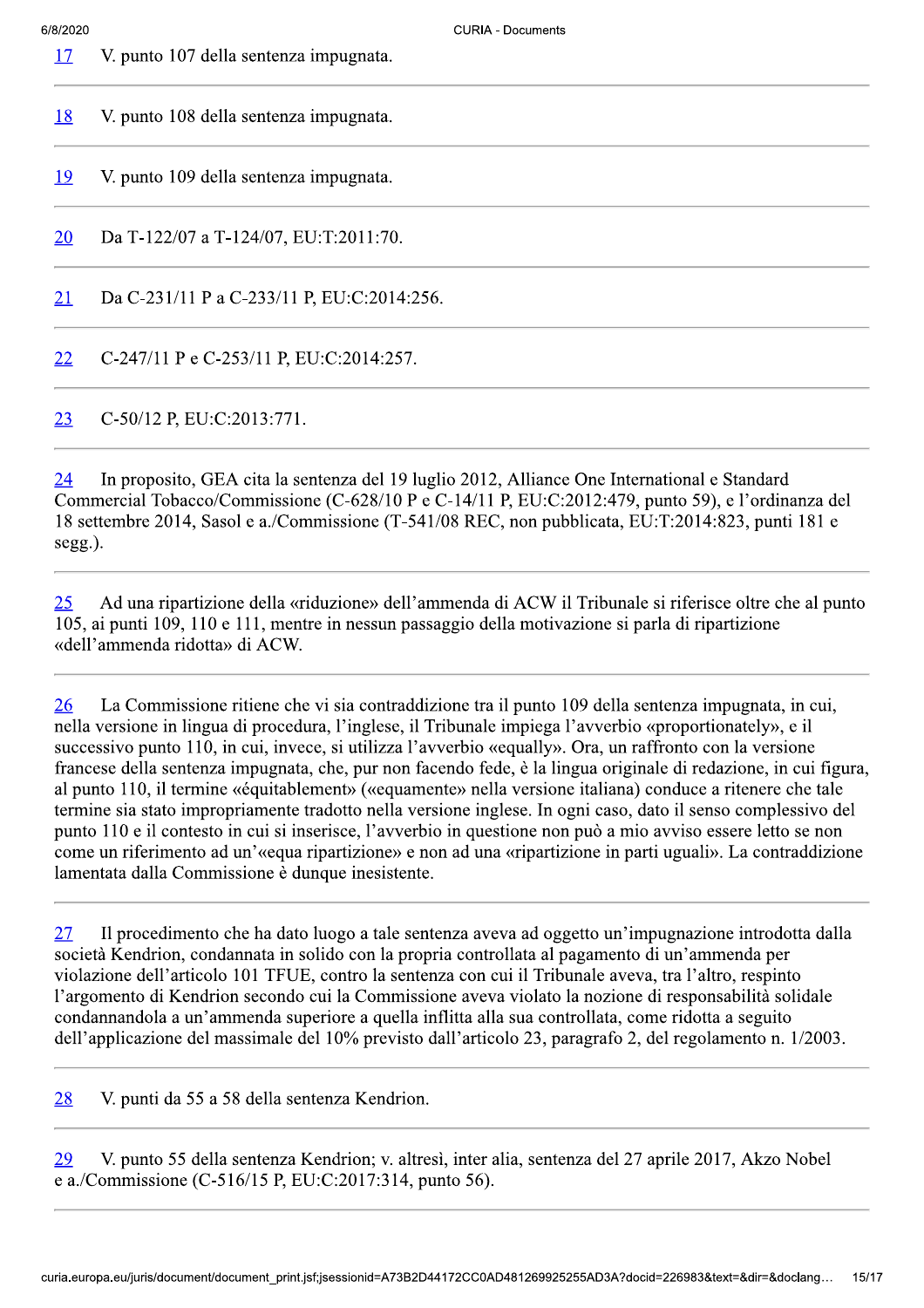17 V. punto 107 della sentenza impugnata.

---

18 V. punto 108 della sentenza impugnata.

---

19 V. punto 109 della sentenza impugnata.

---

20 Da T-122/07 a T-124/07, EU:T:2011:70.

---

21 Da C-231/11 P a C-233/11 P, EU:C:2014:256.

---

22 C-247/11 P e C-253/11 P, EU:C:2014:257.

---

23 C-50/12 P, EU:C:2013:771.

---

24 In proposito, GEA cita la sentenza del 19 luglio 2012, Alliance One International e Standard Commercial Tobacco/Commissione (C-628/10 P e C-14/11 P, EU:C:2012:479, punto 59), e l'ordinanza del 18 settembre 2014, Sasol e a./Commissione (T-541/08 REC, non pubblicata, EU:T:2014:823, punti 181 e segg.).

---

25 Ad una ripartizione della «riduzione» dell'ammenda di ACW il Tribunale si riferisce oltre che al punto 105, ai punti 109, 110 e 111, mentre in nessun passaggio della motivazione si parla di ripartizione «dell'ammenda ridotta» di ACW.

---

26 La Commissione ritiene che vi sia contraddizione tra il punto 109 della sentenza impugnata, in cui, nella versione in lingua di procedura, l'inglese, il Tribunale impiega l'avverbio «proportionately», e il successivo punto 110, in cui, invece, si utilizza l'avverbio «equally». Ora, un raffronto con la versione francese della sentenza impugnata, che, pur non facendo fede, è la lingua originale di redazione, in cui figura, al punto 110, il termine «équitablement» («equamente» nella versione italiana) conduce a ritenere che tale termine sia stato impropriamente tradotto nella versione inglese. In ogni caso, dato il senso complessivo del punto 110 e il contesto in cui si inserisce, l'avverbio in questione non può a mio avviso essere letto se non come un riferimento ad un'«equa ripartizione» e non ad una «ripartizione in parti uguali». La contraddizione lamentata dalla Commissione è dunque inesistente.

---

27 Il procedimento che ha dato luogo a tale sentenza aveva ad oggetto un'impugnazione introdotta dalla società Kendrion, condannata in solido con la propria controllata al pagamento di un'ammenda per violazione dell'articolo 101 TFUE, contro la sentenza con cui il Tribunale aveva, tra l'altro, respinto l'argomento di Kendrion secondo cui la Commissione aveva violato la nozione di responsabilità solidale condannandola a un'ammenda superiore a quella inflitta alla sua controllata, come ridotta a seguito dell'applicazione del massimale del 10% previsto dall'articolo 23, paragrafo 2, del regolamento n. 1/2003.

---

28 V. punti da 55 a 58 della sentenza Kendrion.

---

29 V. punto 55 della sentenza Kendrion; v. altresì, inter alia, sentenza del 27 aprile 2017, Akzo Nobel e a./Commissione (C-516/15 P, EU:C:2017:314, punto 56).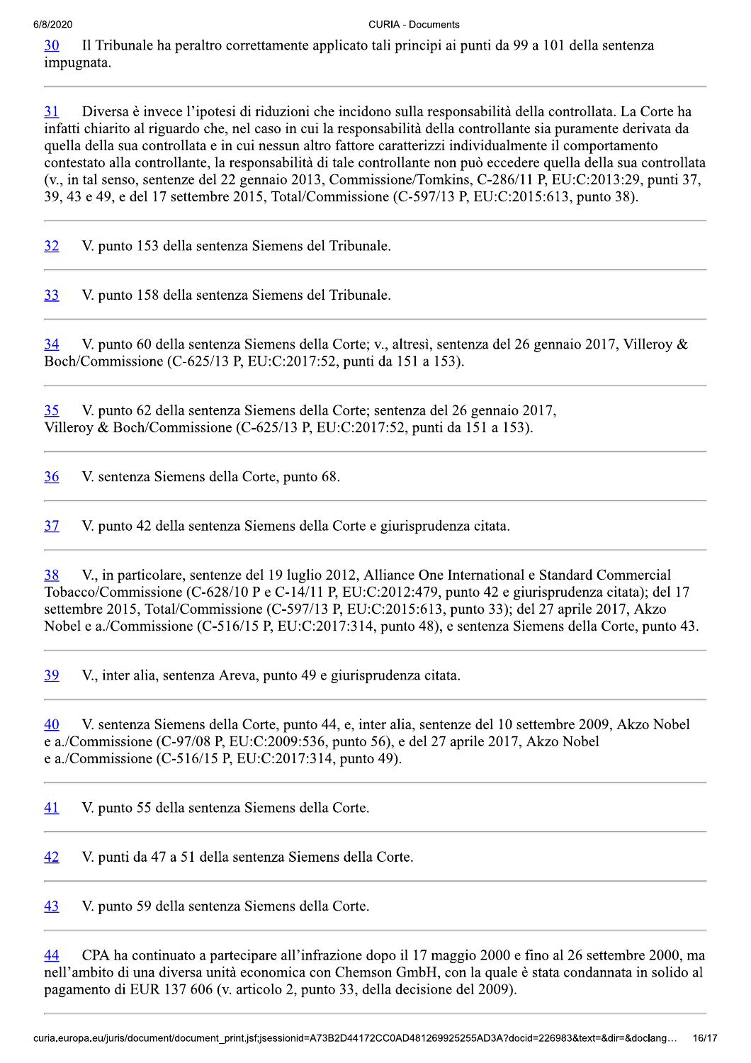30 Il Tribunale ha peraltro correttamente applicato tali principi ai punti da 99 a 101 della sentenza impugnata.

---

31 Diversa è invece l'ipotesi di riduzioni che incidono sulla responsabilità della controllata. La Corte ha infatti chiarito al riguardo che, nel caso in cui la responsabilità della controllante sia puramente derivata da quella della sua controllata e in cui nessun altro fattore caratterizzi individualmente il comportamento contestato alla controllante, la responsabilità di tale controllante non può eccedere quella della sua controllata (v., in tal senso, sentenze del 22 gennaio 2013, Commissione/Tomkins, C-286/11 P, EU:C:2013:29, punti 37, 39, 43 e 49, e del 17 settembre 2015, Total/Commissione (C-597/13 P, EU:C:2015:613, punto 38).

---

32 V. punto 153 della sentenza Siemens del Tribunale.

---

33 V. punto 158 della sentenza Siemens del Tribunale.

---

34 V. punto 60 della sentenza Siemens della Corte; v., altresì, sentenza del 26 gennaio 2017, Villeroy & Boch/Commissione (C-625/13 P, EU:C:2017:52, punti da 151 a 153).

---

35 V. punto 62 della sentenza Siemens della Corte; sentenza del 26 gennaio 2017, Villeroy & Boch/Commissione (C-625/13 P, EU:C:2017:52, punti da 151 a 153).

---

36 V. sentenza Siemens della Corte, punto 68.

---

37 V. punto 42 della sentenza Siemens della Corte e giurisprudenza citata.

---

38 V., in particolare, sentenze del 19 luglio 2012, Alliance One International e Standard Commercial Tobacco/Commissione (C-628/10 P e C-14/11 P, EU:C:2012:479, punto 42 e giurisprudenza citata); del 17 settembre 2015, Total/Commissione (C-597/13 P, EU:C:2015:613, punto 33); del 27 aprile 2017, Akzo Nobel e a./Commissione (C-516/15 P, EU:C:2017:314, punto 48), e sentenza Siemens della Corte, punto 43.

---

39 V., inter alia, sentenza Areva, punto 49 e giurisprudenza citata.

---

40 V. sentenza Siemens della Corte, punto 44, e, inter alia, sentenze del 10 settembre 2009, Akzo Nobel e a./Commissione (C-97/08 P, EU:C:2009:536, punto 56), e del 27 aprile 2017, Akzo Nobel e a./Commissione (C-516/15 P, EU:C:2017:314, punto 49).

---

41 V. punto 55 della sentenza Siemens della Corte.

---

42 V. punti da 47 a 51 della sentenza Siemens della Corte.

---

43 V. punto 59 della sentenza Siemens della Corte.

---

44 CPA ha continuato a partecipare all'infrazione dopo il 17 maggio 2000 e fino al 26 settembre 2000, ma nell'ambito di una diversa unità economica con Chemson GmbH, con la quale è stata condannata in solido al pagamento di EUR 137 606 (v. articolo 2, punto 33, della decisione del 2009).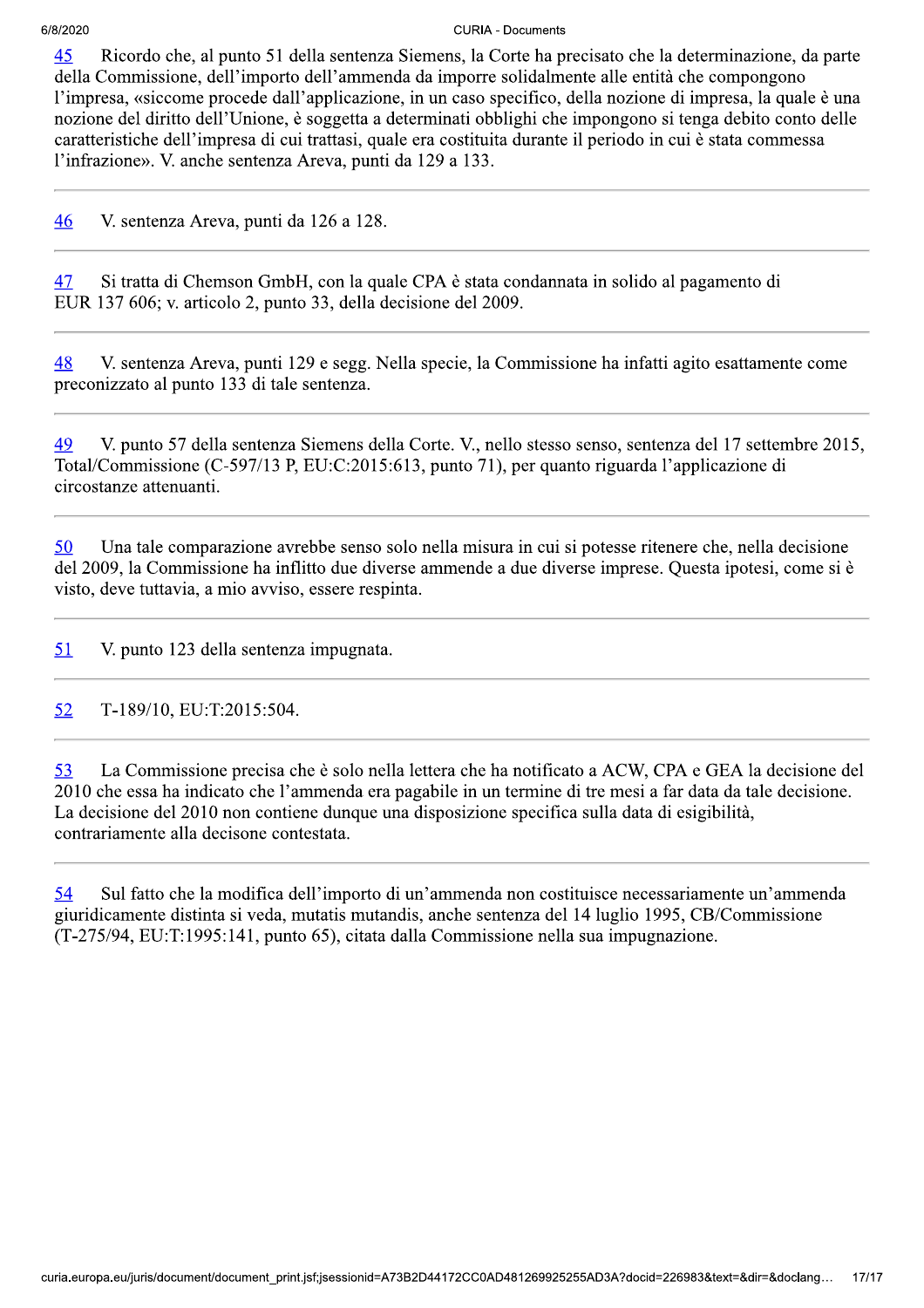45 Ricordo che, al punto 51 della sentenza Siemens, la Corte ha precisato che la determinazione, da parte della Commissione, dell'importo dell'ammenda da imporre solidalmente alle entità che compongono l'impresa, «siccome procede dall'applicazione, in un caso specifico, della nozione di impresa, la quale è una nozione del diritto dell'Unione, è soggetta a determinati obblighi che impongono si tenga debito conto delle caratteristiche dell'impresa di cui trattasi, quale era costituita durante il periodo in cui è stata commessa l'infrazione». V. anche sentenza Areva, punti da 129 a 133.

---

46 V. sentenza Areva, punti da 126 a 128.

---

47 Si tratta di Chemson GmbH, con la quale CPA è stata condannata in solido al pagamento di EUR 137 606; v. articolo 2, punto 33, della decisione del 2009.

---

48 V. sentenza Areva, punti 129 e segg. Nella specie, la Commissione ha infatti agito esattamente come preconizzato al punto 133 di tale sentenza.

---

49 V. punto 57 della sentenza Siemens della Corte. V., nello stesso senso, sentenza del 17 settembre 2015, Total/Commissione (C-597/13 P, EU:C:2015:613, punto 71), per quanto riguarda l'applicazione di circostanze attenuanti.

---

50 Una tale comparazione avrebbe senso solo nella misura in cui si potesse ritenere che, nella decisione del 2009, la Commissione ha inflitto due diverse ammende a due diverse imprese. Questa ipotesi, come si è visto, deve tuttavia, a mio avviso, essere respinta.

---

51 V. punto 123 della sentenza impugnata.

---

52 T-189/10, EU:T:2015:504.

---

53 La Commissione precisa che è solo nella lettera che ha notificato a ACW, CPA e GEA la decisione del 2010 che essa ha indicato che l'ammenda era pagabile in un termine di tre mesi a far data da tale decisione. La decisione del 2010 non contiene dunque una disposizione specifica sulla data di esigibilità, contrariamente alla decisone contestata.

---

54 Sul fatto che la modifica dell'importo di un'ammenda non costituisce necessariamente un'ammenda giuridicamente distinta si veda, mutatis mutandis, anche sentenza del 14 luglio 1995, CB/Commissione (T-275/94, EU:T:1995:141, punto 65), citata dalla Commissione nella sua impugnazione.